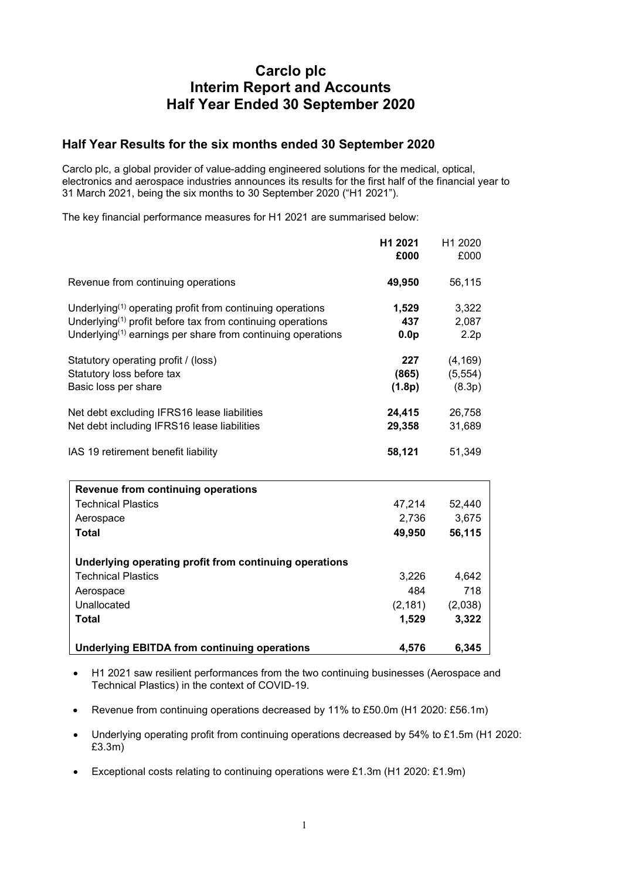# Carclo plc
# Interim Report and Accounts
# Half Year Ended 30 September 2020

## Half Year Results for the six months ended 30 September 2020

Carclo plc, a global provider of value-adding engineered solutions for the medical, optical, electronics and aerospace industries announces its results for the first half of the financial year to 31 March 2021, being the six months to 30 September 2020 ("H1 2021").

The key financial performance measures for H1 2021 are summarised below:

| | **H1 2021** | H1 2020 |
|---|---|---|
| | **£000** | £000 |
| Revenue from continuing operations | **49,950** | 56,115 |
| Underlying[(1)] operating profit from continuing operations | **1,529** | 3,322 |
| Underlying[(1)] profit before tax from continuing operations | **437** | 2,087 |
| Underlying[(1)] earnings per share from continuing operations | **0.0p** | 2.2p |
| Statutory operating profit / (loss) | **227** | (4,169) |
| Statutory loss before tax | **(865)** | (5,554) |
| Basic loss per share | **(1.8p)** | (8.3p) |
| Net debt excluding IFRS16 lease liabilities | **24,415** | 26,758 |
| Net debt including IFRS16 lease liabilities | **29,358** | 31,689 |
| IAS 19 retirement benefit liability | **58,121** | 51,349 |

| **Revenue from continuing operations** | | |
|---|---|---|
| Technical Plastics | 47,214 | 52,440 |
| Aerospace | 2,736 | 3,675 |
| **Total** | **49,950** | **56,115** |
| **Underlying operating profit from continuing operations** | | |
| Technical Plastics | 3,226 | 4,642 |
| Aerospace | 484 | 718 |
| Unallocated | (2,181) | (2,038) |
| **Total** | **1,529** | **3,322** |
| **Underlying EBITDA from continuing operations** | **4,576** | **6,345** |

- H1 2021 saw resilient performances from the two continuing businesses (Aerospace and Technical Plastics) in the context of COVID-19.
- Revenue from continuing operations decreased by 11% to £50.0m (H1 2020: £56.1m)
- Underlying operating profit from continuing operations decreased by 54% to £1.5m (H1 2020: £3.3m)
- Exceptional costs relating to continuing operations were £1.3m (H1 2020: £1.9m)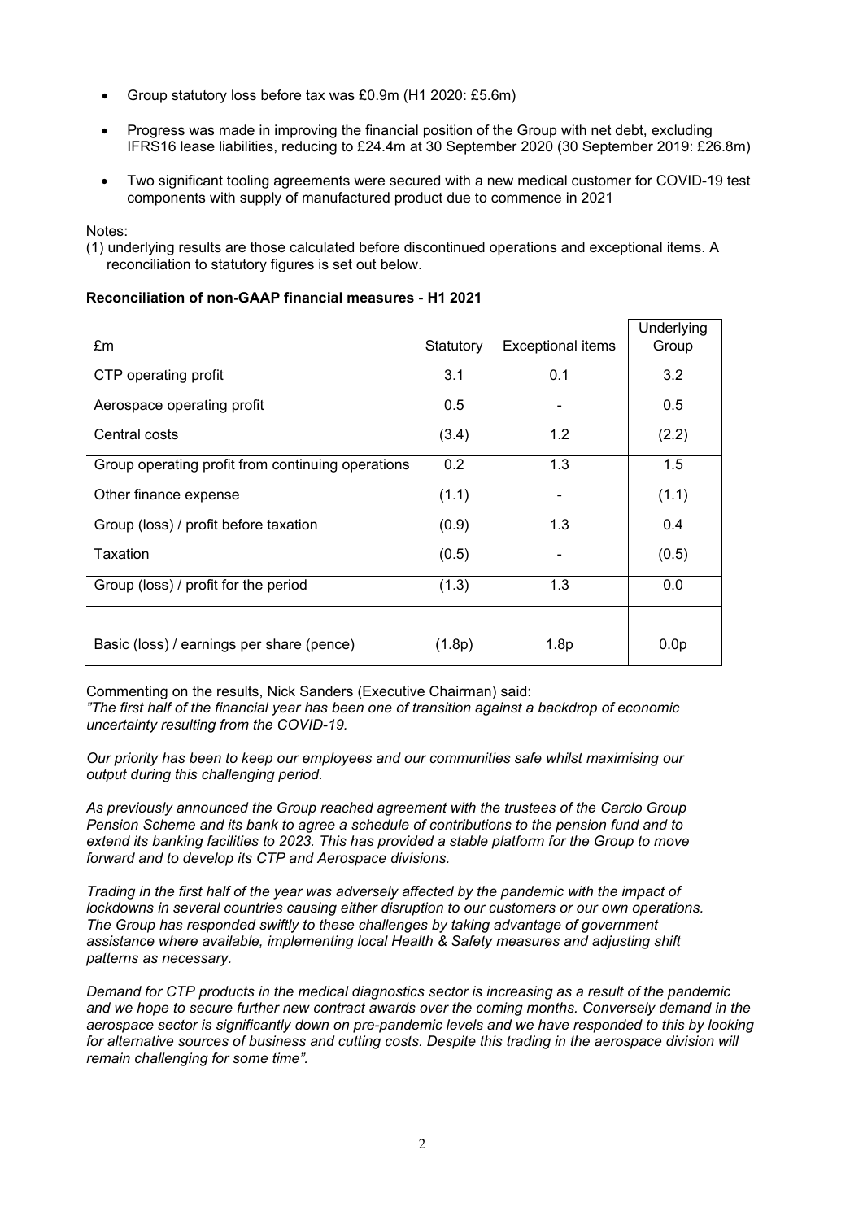- Group statutory loss before tax was £0.9m (H1 2020: £5.6m)
- Progress was made in improving the financial position of the Group with net debt, excluding IFRS16 lease liabilities, reducing to £24.4m at 30 September 2020 (30 September 2019: £26.8m)
- Two significant tooling agreements were secured with a new medical customer for COVID-19 test components with supply of manufactured product due to commence in 2021

Notes:
(1) underlying results are those calculated before discontinued operations and exceptional items. A reconciliation to statutory figures is set out below.

**Reconciliation of non-GAAP financial measures** - **H1 2021**

| £m | Statutory | Exceptional items | Underlying Group |
|---|---|---|---|
| CTP operating profit | 3.1 | 0.1 | 3.2 |
| Aerospace operating profit | 0.5 | - | 0.5 |
| Central costs | (3.4) | 1.2 | (2.2) |
| Group operating profit from continuing operations | 0.2 | 1.3 | 1.5 |
| Other finance expense | (1.1) | - | (1.1) |
| Group (loss) / profit before taxation | (0.9) | 1.3 | 0.4 |
| Taxation | (0.5) | - | (0.5) |
| Group (loss) / profit for the period | (1.3) | 1.3 | 0.0 |
| Basic (loss) / earnings per share (pence) | (1.8p) | 1.8p | 0.0p |

Commenting on the results, Nick Sanders (Executive Chairman) said:

*"The first half of the financial year has been one of transition against a backdrop of economic uncertainty resulting from the COVID-19.*

*Our priority has been to keep our employees and our communities safe whilst maximising our output during this challenging period.*

*As previously announced the Group reached agreement with the trustees of the Carclo Group Pension Scheme and its bank to agree a schedule of contributions to the pension fund and to extend its banking facilities to 2023. This has provided a stable platform for the Group to move forward and to develop its CTP and Aerospace divisions.*

*Trading in the first half of the year was adversely affected by the pandemic with the impact of lockdowns in several countries causing either disruption to our customers or our own operations. The Group has responded swiftly to these challenges by taking advantage of government assistance where available, implementing local Health & Safety measures and adjusting shift patterns as necessary.*

*Demand for CTP products in the medical diagnostics sector is increasing as a result of the pandemic and we hope to secure further new contract awards over the coming months. Conversely demand in the aerospace sector is significantly down on pre-pandemic levels and we have responded to this by looking for alternative sources of business and cutting costs. Despite this trading in the aerospace division will remain challenging for some time".*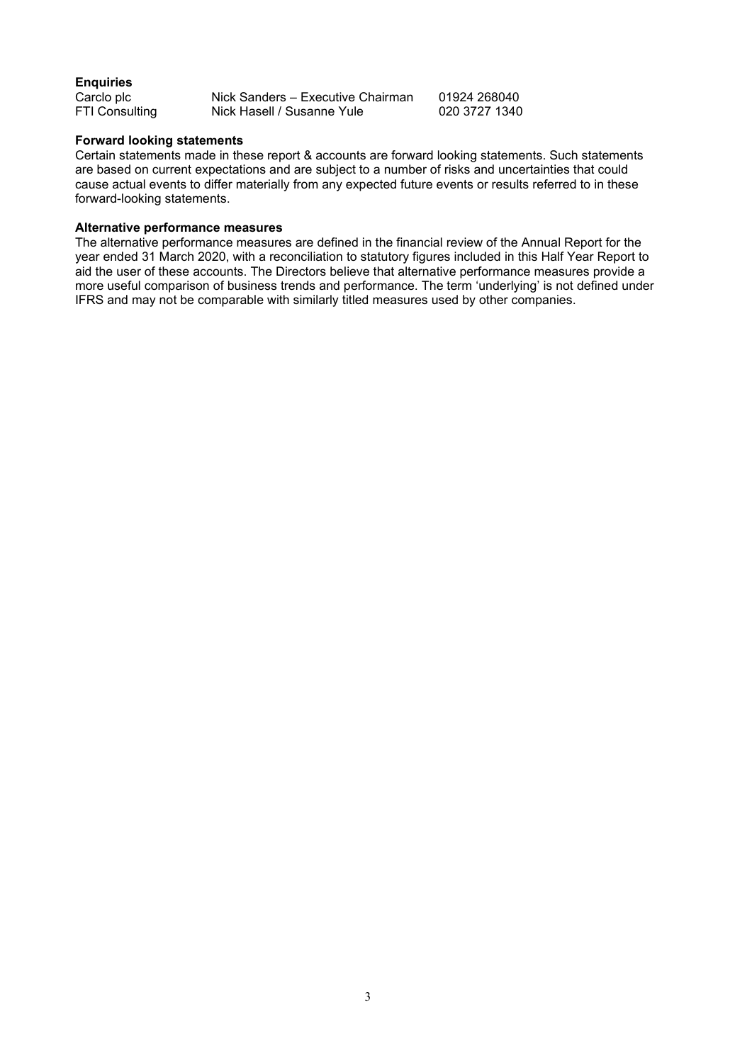**Enquiries**

| | | |
|---|---|---|
| Carclo plc | Nick Sanders – Executive Chairman | 01924 268040 |
| FTI Consulting | Nick Hasell / Susanne Yule | 020 3727 1340 |

**Forward looking statements**

Certain statements made in these report & accounts are forward looking statements. Such statements are based on current expectations and are subject to a number of risks and uncertainties that could cause actual events to differ materially from any expected future events or results referred to in these forward-looking statements.

**Alternative performance measures**

The alternative performance measures are defined in the financial review of the Annual Report for the year ended 31 March 2020, with a reconciliation to statutory figures included in this Half Year Report to aid the user of these accounts. The Directors believe that alternative performance measures provide a more useful comparison of business trends and performance. The term 'underlying' is not defined under IFRS and may not be comparable with similarly titled measures used by other companies.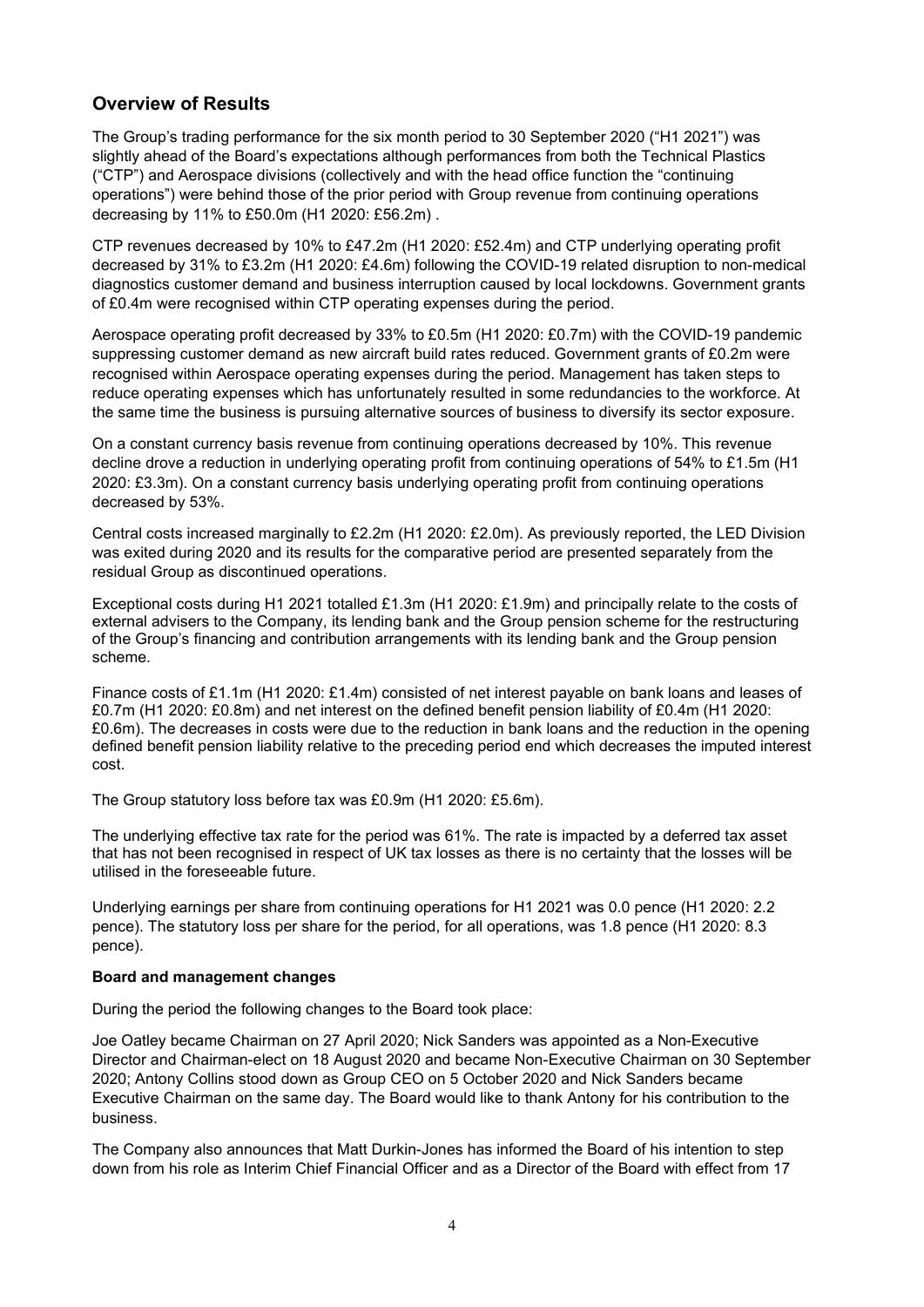## Overview of Results

The Group's trading performance for the six month period to 30 September 2020 ("H1 2021") was slightly ahead of the Board's expectations although performances from both the Technical Plastics ("CTP") and Aerospace divisions (collectively and with the head office function the "continuing operations") were behind those of the prior period with Group revenue from continuing operations decreasing by 11% to £50.0m (H1 2020: £56.2m) .

CTP revenues decreased by 10% to £47.2m (H1 2020: £52.4m) and CTP underlying operating profit decreased by 31% to £3.2m (H1 2020: £4.6m) following the COVID-19 related disruption to non-medical diagnostics customer demand and business interruption caused by local lockdowns. Government grants of £0.4m were recognised within CTP operating expenses during the period.

Aerospace operating profit decreased by 33% to £0.5m (H1 2020: £0.7m) with the COVID-19 pandemic suppressing customer demand as new aircraft build rates reduced. Government grants of £0.2m were recognised within Aerospace operating expenses during the period. Management has taken steps to reduce operating expenses which has unfortunately resulted in some redundancies to the workforce. At the same time the business is pursuing alternative sources of business to diversify its sector exposure.

On a constant currency basis revenue from continuing operations decreased by 10%. This revenue decline drove a reduction in underlying operating profit from continuing operations of 54% to £1.5m (H1 2020: £3.3m). On a constant currency basis underlying operating profit from continuing operations decreased by 53%.

Central costs increased marginally to £2.2m (H1 2020: £2.0m). As previously reported, the LED Division was exited during 2020 and its results for the comparative period are presented separately from the residual Group as discontinued operations.

Exceptional costs during H1 2021 totalled £1.3m (H1 2020: £1.9m) and principally relate to the costs of external advisers to the Company, its lending bank and the Group pension scheme for the restructuring of the Group's financing and contribution arrangements with its lending bank and the Group pension scheme.

Finance costs of £1.1m (H1 2020: £1.4m) consisted of net interest payable on bank loans and leases of £0.7m (H1 2020: £0.8m) and net interest on the defined benefit pension liability of £0.4m (H1 2020: £0.6m). The decreases in costs were due to the reduction in bank loans and the reduction in the opening defined benefit pension liability relative to the preceding period end which decreases the imputed interest cost.

The Group statutory loss before tax was £0.9m (H1 2020: £5.6m).

The underlying effective tax rate for the period was 61%. The rate is impacted by a deferred tax asset that has not been recognised in respect of UK tax losses as there is no certainty that the losses will be utilised in the foreseeable future.

Underlying earnings per share from continuing operations for H1 2021 was 0.0 pence (H1 2020: 2.2 pence). The statutory loss per share for the period, for all operations, was 1.8 pence (H1 2020: 8.3 pence).

**Board and management changes**

During the period the following changes to the Board took place:

Joe Oatley became Chairman on 27 April 2020; Nick Sanders was appointed as a Non-Executive Director and Chairman-elect on 18 August 2020 and became Non-Executive Chairman on 30 September 2020; Antony Collins stood down as Group CEO on 5 October 2020 and Nick Sanders became Executive Chairman on the same day. The Board would like to thank Antony for his contribution to the business.

The Company also announces that Matt Durkin-Jones has informed the Board of his intention to step down from his role as Interim Chief Financial Officer and as a Director of the Board with effect from 17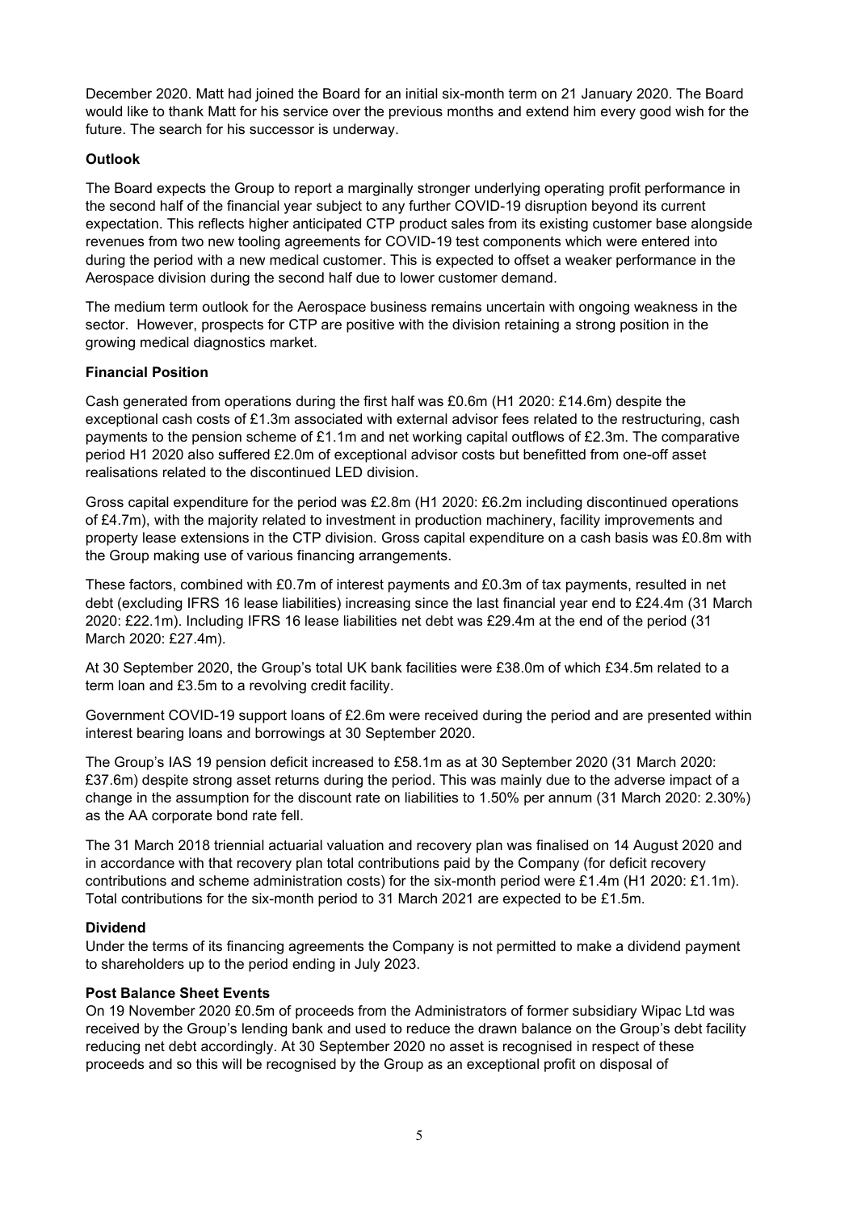December 2020. Matt had joined the Board for an initial six-month term on 21 January 2020. The Board would like to thank Matt for his service over the previous months and extend him every good wish for the future. The search for his successor is underway.

**Outlook**

The Board expects the Group to report a marginally stronger underlying operating profit performance in the second half of the financial year subject to any further COVID-19 disruption beyond its current expectation. This reflects higher anticipated CTP product sales from its existing customer base alongside revenues from two new tooling agreements for COVID-19 test components which were entered into during the period with a new medical customer. This is expected to offset a weaker performance in the Aerospace division during the second half due to lower customer demand.

The medium term outlook for the Aerospace business remains uncertain with ongoing weakness in the sector. However, prospects for CTP are positive with the division retaining a strong position in the growing medical diagnostics market.

**Financial Position**

Cash generated from operations during the first half was £0.6m (H1 2020: £14.6m) despite the exceptional cash costs of £1.3m associated with external advisor fees related to the restructuring, cash payments to the pension scheme of £1.1m and net working capital outflows of £2.3m. The comparative period H1 2020 also suffered £2.0m of exceptional advisor costs but benefitted from one-off asset realisations related to the discontinued LED division.

Gross capital expenditure for the period was £2.8m (H1 2020: £6.2m including discontinued operations of £4.7m), with the majority related to investment in production machinery, facility improvements and property lease extensions in the CTP division. Gross capital expenditure on a cash basis was £0.8m with the Group making use of various financing arrangements.

These factors, combined with £0.7m of interest payments and £0.3m of tax payments, resulted in net debt (excluding IFRS 16 lease liabilities) increasing since the last financial year end to £24.4m (31 March 2020: £22.1m). Including IFRS 16 lease liabilities net debt was £29.4m at the end of the period (31 March 2020: £27.4m).

At 30 September 2020, the Group's total UK bank facilities were £38.0m of which £34.5m related to a term loan and £3.5m to a revolving credit facility.

Government COVID-19 support loans of £2.6m were received during the period and are presented within interest bearing loans and borrowings at 30 September 2020.

The Group's IAS 19 pension deficit increased to £58.1m as at 30 September 2020 (31 March 2020: £37.6m) despite strong asset returns during the period. This was mainly due to the adverse impact of a change in the assumption for the discount rate on liabilities to 1.50% per annum (31 March 2020: 2.30%) as the AA corporate bond rate fell.

The 31 March 2018 triennial actuarial valuation and recovery plan was finalised on 14 August 2020 and in accordance with that recovery plan total contributions paid by the Company (for deficit recovery contributions and scheme administration costs) for the six-month period were £1.4m (H1 2020: £1.1m). Total contributions for the six-month period to 31 March 2021 are expected to be £1.5m.

**Dividend**

Under the terms of its financing agreements the Company is not permitted to make a dividend payment to shareholders up to the period ending in July 2023.

**Post Balance Sheet Events**

On 19 November 2020 £0.5m of proceeds from the Administrators of former subsidiary Wipac Ltd was received by the Group's lending bank and used to reduce the drawn balance on the Group's debt facility reducing net debt accordingly. At 30 September 2020 no asset is recognised in respect of these proceeds and so this will be recognised by the Group as an exceptional profit on disposal of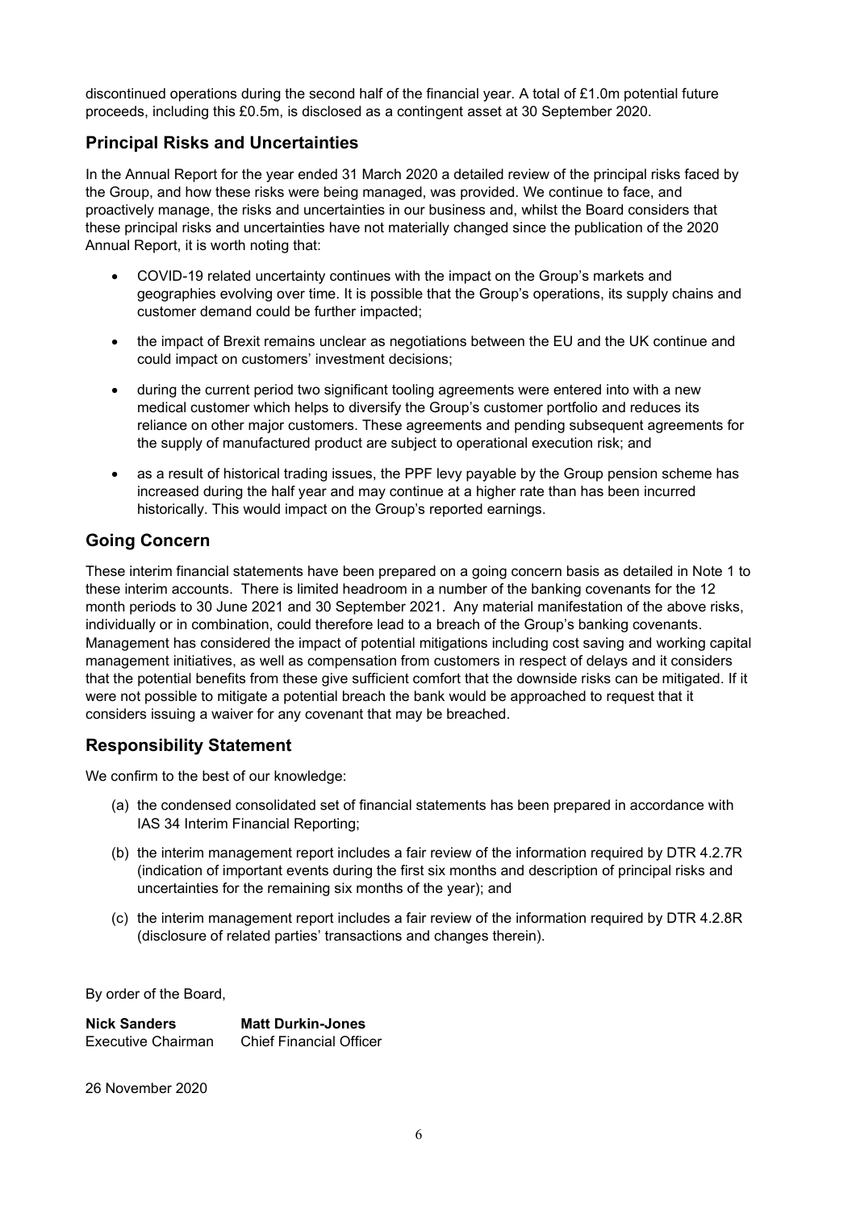discontinued operations during the second half of the financial year. A total of £1.0m potential future proceeds, including this £0.5m, is disclosed as a contingent asset at 30 September 2020.

## Principal Risks and Uncertainties

In the Annual Report for the year ended 31 March 2020 a detailed review of the principal risks faced by the Group, and how these risks were being managed, was provided. We continue to face, and proactively manage, the risks and uncertainties in our business and, whilst the Board considers that these principal risks and uncertainties have not materially changed since the publication of the 2020 Annual Report, it is worth noting that:

- COVID-19 related uncertainty continues with the impact on the Group's markets and geographies evolving over time. It is possible that the Group's operations, its supply chains and customer demand could be further impacted;
- the impact of Brexit remains unclear as negotiations between the EU and the UK continue and could impact on customers' investment decisions;
- during the current period two significant tooling agreements were entered into with a new medical customer which helps to diversify the Group's customer portfolio and reduces its reliance on other major customers. These agreements and pending subsequent agreements for the supply of manufactured product are subject to operational execution risk; and
- as a result of historical trading issues, the PPF levy payable by the Group pension scheme has increased during the half year and may continue at a higher rate than has been incurred historically. This would impact on the Group's reported earnings.

## Going Concern

These interim financial statements have been prepared on a going concern basis as detailed in Note 1 to these interim accounts. There is limited headroom in a number of the banking covenants for the 12 month periods to 30 June 2021 and 30 September 2021. Any material manifestation of the above risks, individually or in combination, could therefore lead to a breach of the Group's banking covenants. Management has considered the impact of potential mitigations including cost saving and working capital management initiatives, as well as compensation from customers in respect of delays and it considers that the potential benefits from these give sufficient comfort that the downside risks can be mitigated. If it were not possible to mitigate a potential breach the bank would be approached to request that it considers issuing a waiver for any covenant that may be breached.

## Responsibility Statement

We confirm to the best of our knowledge:

(a) the condensed consolidated set of financial statements has been prepared in accordance with IAS 34 Interim Financial Reporting;

(b) the interim management report includes a fair review of the information required by DTR 4.2.7R (indication of important events during the first six months and description of principal risks and uncertainties for the remaining six months of the year); and

(c) the interim management report includes a fair review of the information required by DTR 4.2.8R (disclosure of related parties' transactions and changes therein).

By order of the Board,

| **Nick Sanders** | **Matt Durkin-Jones** |
|---|---|
| Executive Chairman | Chief Financial Officer |

26 November 2020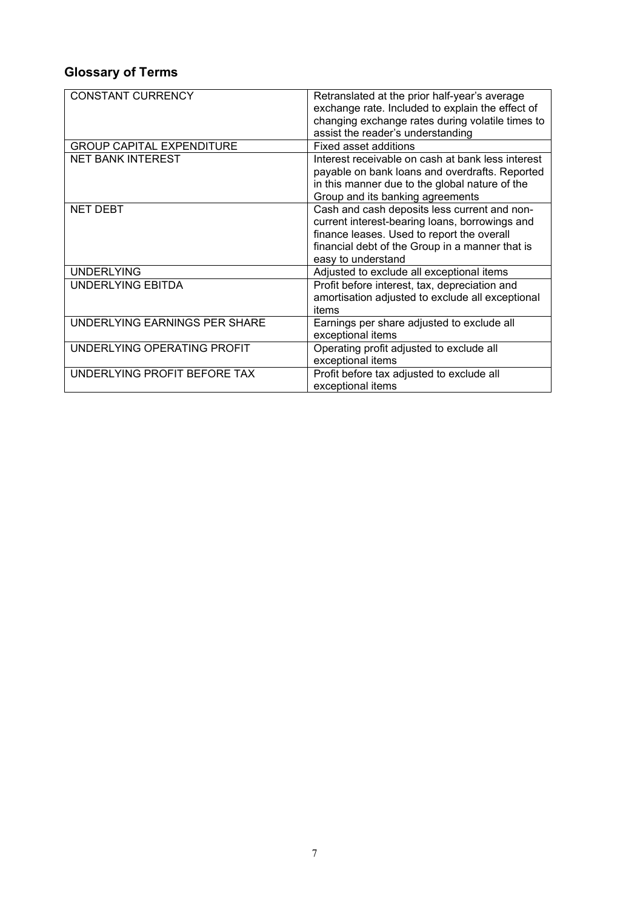## Glossary of Terms

| | |
|---|---|
| CONSTANT CURRENCY | Retranslated at the prior half-year's average exchange rate. Included to explain the effect of changing exchange rates during volatile times to assist the reader's understanding |
| GROUP CAPITAL EXPENDITURE | Fixed asset additions |
| NET BANK INTEREST | Interest receivable on cash at bank less interest payable on bank loans and overdrafts. Reported in this manner due to the global nature of the Group and its banking agreements |
| NET DEBT | Cash and cash deposits less current and non-current interest-bearing loans, borrowings and finance leases. Used to report the overall financial debt of the Group in a manner that is easy to understand |
| UNDERLYING | Adjusted to exclude all exceptional items |
| UNDERLYING EBITDA | Profit before interest, tax, depreciation and amortisation adjusted to exclude all exceptional items |
| UNDERLYING EARNINGS PER SHARE | Earnings per share adjusted to exclude all exceptional items |
| UNDERLYING OPERATING PROFIT | Operating profit adjusted to exclude all exceptional items |
| UNDERLYING PROFIT BEFORE TAX | Profit before tax adjusted to exclude all exceptional items |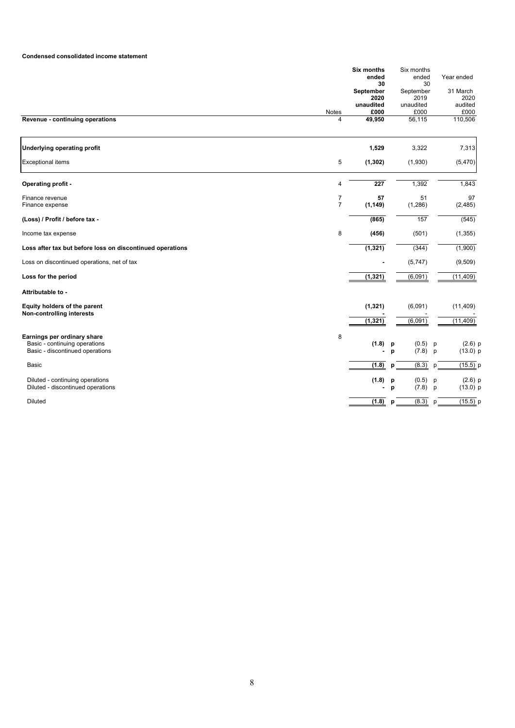**Condensed consolidated income statement**

| | Notes | Six months ended 30 September 2020 unaudited £000 | Six months ended 30 September 2019 unaudited £000 | Year ended 31 March 2020 audited £000 |
|---|---|---|---|---|
| **Revenue - continuing operations** | 4 | **49,950** | 56,115 | 110,506 |
| | | | | |
| **Underlying operating profit** | | **1,529** | 3,322 | 7,313 |
| Exceptional items | 5 | **(1,302)** | (1,930) | (5,470) |
| | | | | |
| **Operating profit -** | 4 | **227** | 1,392 | 1,843 |
| | | | | |
| Finance revenue | 7 | **57** | 51 | 97 |
| Finance expense | 7 | **(1,149)** | (1,286) | (2,485) |
| | | | | |
| **(Loss) / Profit / before tax -** | | **(865)** | 157 | (545) |
| | | | | |
| Income tax expense | 8 | **(456)** | (501) | (1,355) |
| | | | | |
| **Loss after tax but before loss on discontinued operations** | | **(1,321)** | (344) | (1,900) |
| | | | | |
| Loss on discontinued operations, net of tax | | **-** | (5,747) | (9,509) |
| | | | | |
| **Loss for the period** | | **(1,321)** | (6,091) | (11,409) |
| | | | | |
| **Attributable to -** | | | | |
| | | | | |
| **Equity holders of the parent** | | **(1,321)** | (6,091) | (11,409) |
| **Non-controlling interests** | | **-** | - | - |
| | | **(1,321)** | (6,091) | (11,409) |
| | | | | |
| **Earnings per ordinary share** | 8 | | | |
| Basic - continuing operations | | **(1.8) p** | (0.5) p | (2.6) p |
| Basic - discontinued operations | | **- p** | (7.8) p | (13.0) p |
| Basic | | **(1.8) p** | (8.3) p | (15.5) p |
| | | | | |
| Diluted - continuing operations | | **(1.8) p** | (0.5) p | (2.6) p |
| Diluted - discontinued operations | | **- p** | (7.8) p | (13.0) p |
| Diluted | | **(1.8) p** | (8.3) p | (15.5) p |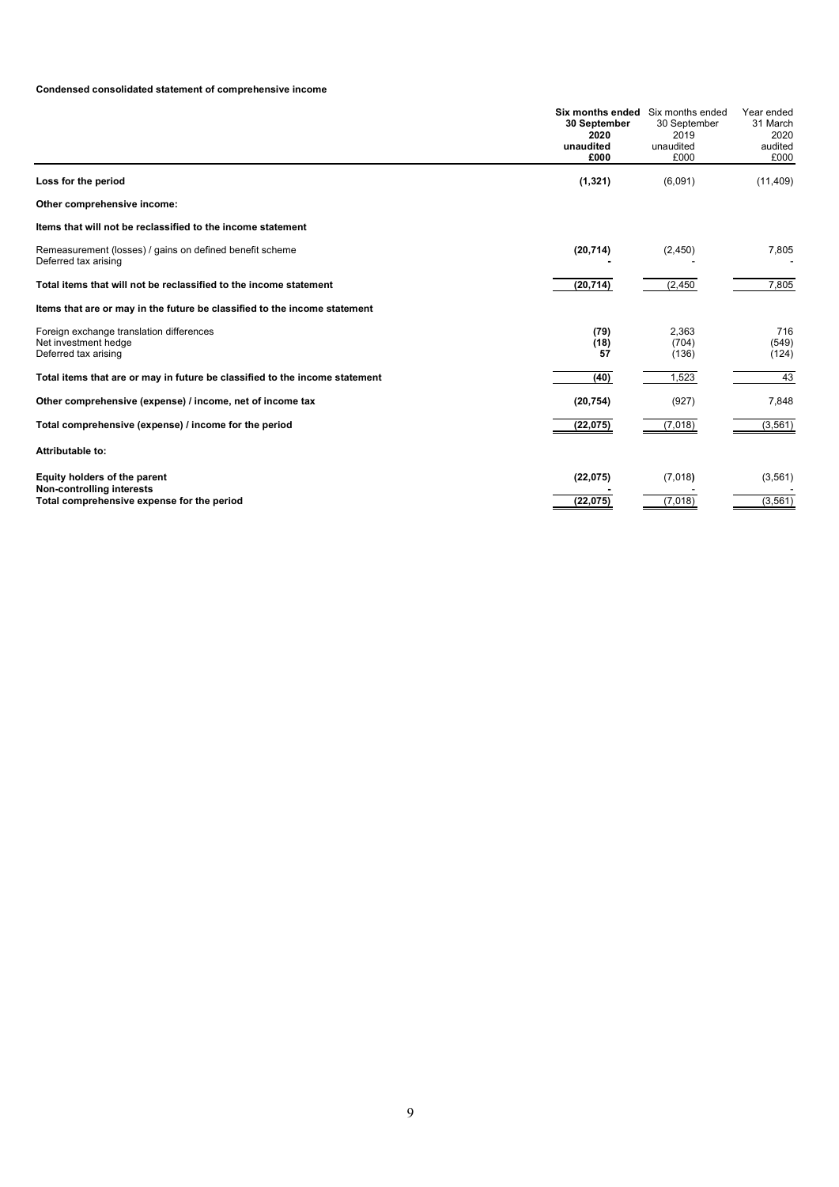**Condensed consolidated statement of comprehensive income**

| | **Six months ended 30 September 2020 unaudited £000** | Six months ended 30 September 2019 unaudited £000 | Year ended 31 March 2020 audited £000 |
|---|---|---|---|
| **Loss for the period** | **(1,321)** | (6,091) | (11,409) |
| **Other comprehensive income:** | | | |
| **Items that will not be reclassified to the income statement** | | | |
| Remeasurement (losses) / gains on defined benefit scheme | **(20,714)** | (2,450) | 7,805 |
| Deferred tax arising | **-** | - | - |
| **Total items that will not be reclassified to the income statement** | **(20,714)** | (2,450 | 7,805 |
| **Items that are or may in the future be classified to the income statement** | | | |
| Foreign exchange translation differences | **(79)** | 2,363 | 716 |
| Net investment hedge | **(18)** | (704) | (549) |
| Deferred tax arising | **57** | (136) | (124) |
| **Total items that are or may in future be classified to the income statement** | **(40)** | 1,523 | 43 |
| **Other comprehensive (expense) / income, net of income tax** | **(20,754)** | (927) | 7,848 |
| **Total comprehensive (expense) / income for the period** | **(22,075)** | (7,018) | (3,561) |
| **Attributable to:** | | | |
| **Equity holders of the parent** | **(22,075)** | (7,018) | (3,561) |
| **Non-controlling interests** | **-** | - | - |
| **Total comprehensive expense for the period** | **(22,075)** | (7,018) | (3,561) |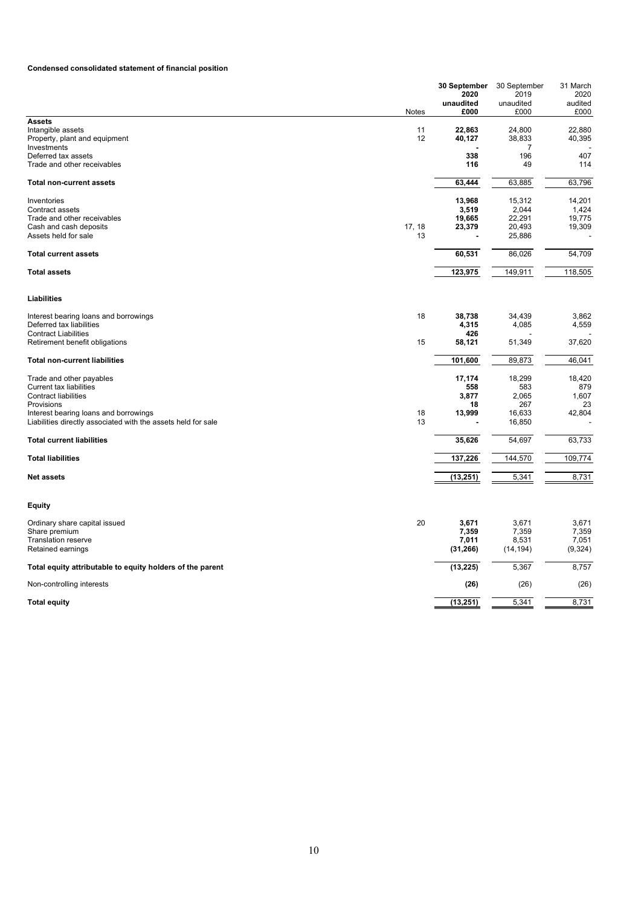**Condensed consolidated statement of financial position**

| | Notes | **30 September 2020 unaudited £000** | 30 September 2019 unaudited £000 | 31 March 2020 audited £000 |
|---|---|---|---|---|
| **Assets** | | | | |
| Intangible assets | 11 | **22,863** | 24,800 | 22,880 |
| Property, plant and equipment | 12 | **40,127** | 38,833 | 40,395 |
| Investments | | **-** | 7 | - |
| Deferred tax assets | | **338** | 196 | 407 |
| Trade and other receivables | | **116** | 49 | 114 |
| **Total non-current assets** | | **63,444** | 63,885 | 63,796 |
| Inventories | | **13,968** | 15,312 | 14,201 |
| Contract assets | | **3,519** | 2,044 | 1,424 |
| Trade and other receivables | | **19,665** | 22,291 | 19,775 |
| Cash and cash deposits | 17, 18 | **23,379** | 20,493 | 19,309 |
| Assets held for sale | 13 | **-** | 25,886 | - |
| **Total current assets** | | **60,531** | 86,026 | 54,709 |
| **Total assets** | | **123,975** | 149,911 | 118,505 |
| **Liabilities** | | | | |
| Interest bearing loans and borrowings | 18 | **38,738** | 34,439 | 3,862 |
| Deferred tax liabilities | | **4,315** | 4,085 | 4,559 |
| Contract Liabilities | | **426** | - | - |
| Retirement benefit obligations | 15 | **58,121** | 51,349 | 37,620 |
| **Total non-current liabilities** | | **101,600** | 89,873 | 46,041 |
| Trade and other payables | | **17,174** | 18,299 | 18,420 |
| Current tax liabilities | | **558** | 583 | 879 |
| Contract liabilities | | **3,877** | 2,065 | 1,607 |
| Provisions | | **18** | 267 | 23 |
| Interest bearing loans and borrowings | 18 | **13,999** | 16,633 | 42,804 |
| Liabilities directly associated with the assets held for sale | 13 | **-** | 16,850 | - |
| **Total current liabilities** | | **35,626** | 54,697 | 63,733 |
| **Total liabilities** | | **137,226** | 144,570 | 109,774 |
| **Net assets** | | **(13,251)** | 5,341 | 8,731 |
| **Equity** | | | | |
| Ordinary share capital issued | 20 | **3,671** | 3,671 | 3,671 |
| Share premium | | **7,359** | 7,359 | 7,359 |
| Translation reserve | | **7,011** | 8,531 | 7,051 |
| Retained earnings | | **(31,266)** | (14,194) | (9,324) |
| **Total equity attributable to equity holders of the parent** | | **(13,225)** | 5,367 | 8,757 |
| Non-controlling interests | | **(26)** | (26) | (26) |
| **Total equity** | | **(13,251)** | 5,341 | 8,731 |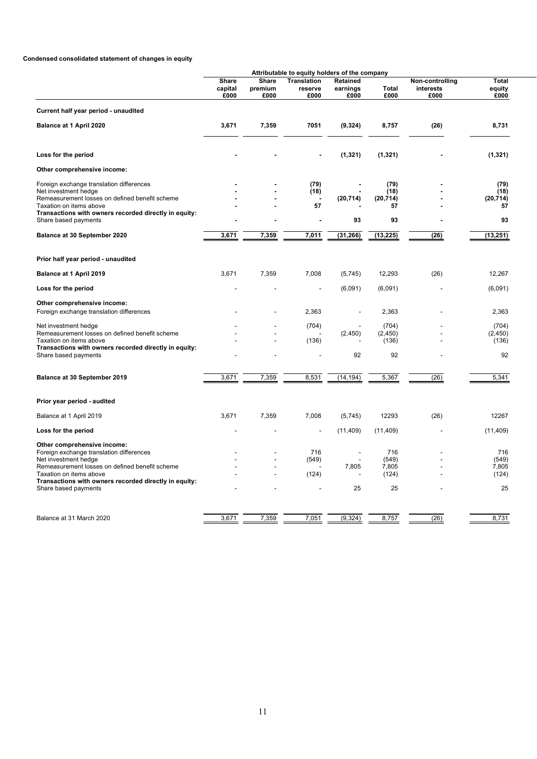**Condensed consolidated statement of changes in equity**

| | Attributable to equity holders of the company | | | | | | |
|---|---|---|---|---|---|---|---|
| | Share capital £000 | Share premium £000 | Translation reserve £000 | Retained earnings £000 | Total £000 | Non-controlling interests £000 | Total equity £000 |
| **Current half year period - unaudited** | | | | | | | |
| **Balance at 1 April 2020** | **3,671** | **7,359** | **7051** | **(9,324)** | **8,757** | **(26)** | **8,731** |
| **Loss for the period** | **-** | **-** | **-** | **(1,321)** | **(1,321)** | **-** | **(1,321)** |
| **Other comprehensive income:** | | | | | | | |
| Foreign exchange translation differences | **-** | **-** | **(79)** | **-** | **(79)** | **-** | **(79)** |
| Net investment hedge | **-** | **-** | **(18)** | **-** | **(18)** | **-** | **(18)** |
| Remeasurement losses on defined benefit scheme | **-** | **-** | **-** | **(20,714)** | **(20,714)** | **-** | **(20,714)** |
| Taxation on items above | **-** | **-** | **57** | **-** | **57** | **-** | **57** |
| **Transactions with owners recorded directly in equity:** | | | | | | | |
| Share based payments | **-** | **-** | **-** | **93** | **93** | **-** | **93** |
| **Balance at 30 September 2020** | **3,671** | **7,359** | **7,011** | **(31,266)** | **(13,225)** | **(26)** | **(13,251)** |
| **Prior half year period - unaudited** | | | | | | | |
| **Balance at 1 April 2019** | 3,671 | 7,359 | 7,008 | (5,745) | 12,293 | (26) | 12,267 |
| **Loss for the period** | - | - | - | (6,091) | (6,091) | - | (6,091) |
| **Other comprehensive income:** | | | | | | | |
| Foreign exchange translation differences | - | - | 2,363 | - | 2,363 | - | 2,363 |
| Net investment hedge | - | - | (704) | - | (704) | - | (704) |
| Remeasurement losses on defined benefit scheme | - | - | - | (2,450) | (2,450) | - | (2,450) |
| Taxation on items above | - | - | (136) | - | (136) | - | (136) |
| **Transactions with owners recorded directly in equity:** | | | | | | | |
| Share based payments | - | - | - | 92 | 92 | - | 92 |
| **Balance at 30 September 2019** | 3,671 | 7,359 | 8,531 | (14,194) | 5,367 | (26) | 5,341 |
| **Prior year period - audited** | | | | | | | |
| Balance at 1 April 2019 | 3,671 | 7,359 | 7,008 | (5,745) | 12293 | (26) | 12267 |
| **Loss for the period** | - | - | - | (11,409) | (11,409) | - | (11,409) |
| **Other comprehensive income:** | | | | | | | |
| Foreign exchange translation differences | - | - | 716 | - | 716 | - | 716 |
| Net investment hedge | - | - | (549) | - | (549) | - | (549) |
| Remeasurement losses on defined benefit scheme | - | - | - | 7,805 | 7,805 | - | 7,805 |
| Taxation on items above | - | - | (124) | - | (124) | - | (124) |
| **Transactions with owners recorded directly in equity:** | | | | | | | |
| Share based payments | - | - | - | 25 | 25 | - | 25 |
| Balance at 31 March 2020 | 3,671 | 7,359 | 7,051 | (9,324) | 8,757 | (26) | 8,731 |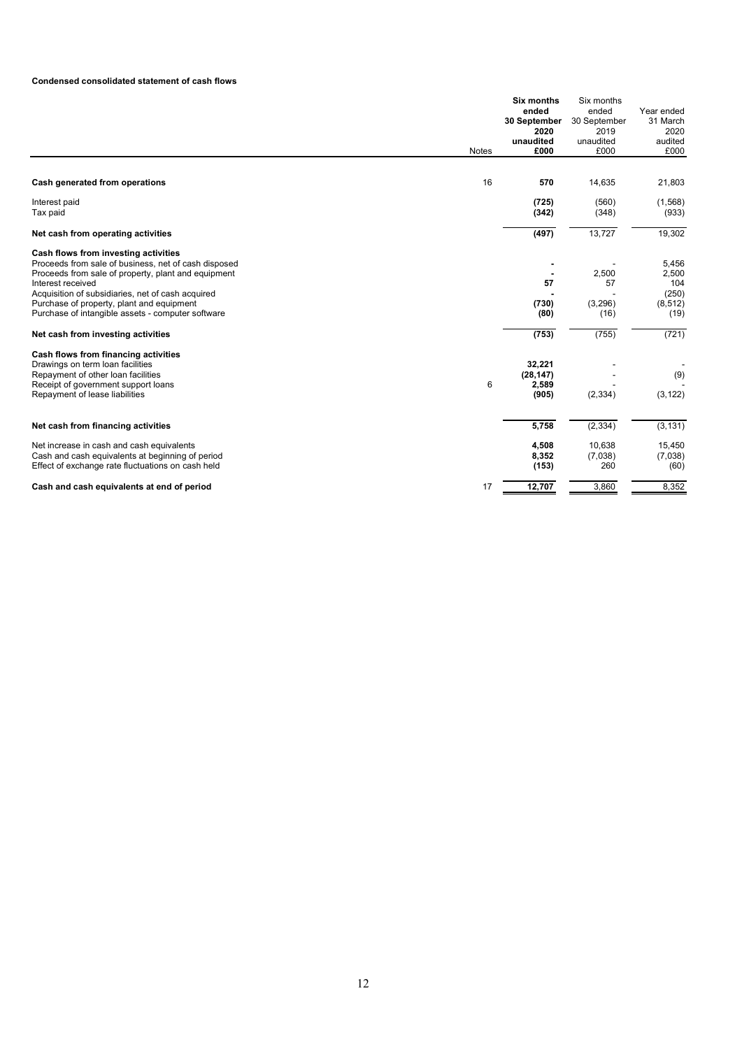**Condensed consolidated statement of cash flows**

| | Notes | **Six months ended 30 September 2020 unaudited £000** | Six months ended 30 September 2019 unaudited £000 | Year ended 31 March 2020 audited £000 |
|---|---|---|---|---|
| **Cash generated from operations** | 16 | **570** | 14,635 | 21,803 |
| Interest paid | | **(725)** | (560) | (1,568) |
| Tax paid | | **(342)** | (348) | (933) |
| **Net cash from operating activities** | | **(497)** | 13,727 | 19,302 |
| **Cash flows from investing activities** | | | | |
| Proceeds from sale of business, net of cash disposed | | **-** | - | 5,456 |
| Proceeds from sale of property, plant and equipment | | **-** | 2,500 | 2,500 |
| Interest received | | **57** | 57 | 104 |
| Acquisition of subsidiaries, net of cash acquired | | **-** | - | (250) |
| Purchase of property, plant and equipment | | **(730)** | (3,296) | (8,512) |
| Purchase of intangible assets - computer software | | **(80)** | (16) | (19) |
| **Net cash from investing activities** | | **(753)** | (755) | (721) |
| **Cash flows from financing activities** | | | | |
| Drawings on term loan facilities | | **32,221** | - | - |
| Repayment of other loan facilities | | **(28,147)** | - | (9) |
| Receipt of government support loans | 6 | **2,589** | - | - |
| Repayment of lease liabilities | | **(905)** | (2,334) | (3,122) |
| **Net cash from financing activities** | | **5,758** | (2,334) | (3,131) |
| Net increase in cash and cash equivalents | | **4,508** | 10,638 | 15,450 |
| Cash and cash equivalents at beginning of period | | **8,352** | (7,038) | (7,038) |
| Effect of exchange rate fluctuations on cash held | | **(153)** | 260 | (60) |
| **Cash and cash equivalents at end of period** | 17 | **12,707** | 3,860 | 8,352 |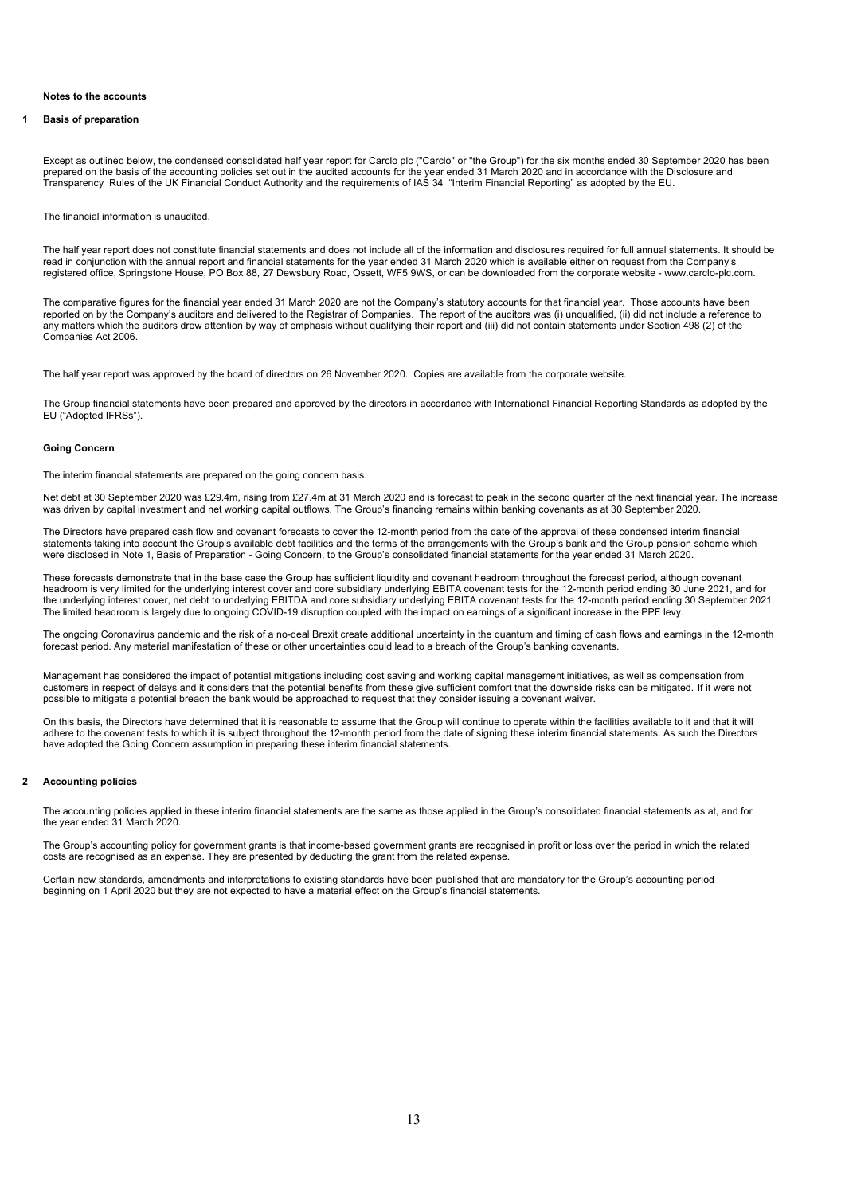## Notes to the accounts

### 1 Basis of preparation

Except as outlined below, the condensed consolidated half year report for Carclo plc ("Carclo" or "the Group") for the six months ended 30 September 2020 has been prepared on the basis of the accounting policies set out in the audited accounts for the year ended 31 March 2020 and in accordance with the Disclosure and Transparency Rules of the UK Financial Conduct Authority and the requirements of IAS 34 "Interim Financial Reporting" as adopted by the EU.

The financial information is unaudited.

The half year report does not constitute financial statements and does not include all of the information and disclosures required for full annual statements. It should be read in conjunction with the annual report and financial statements for the year ended 31 March 2020 which is available either on request from the Company's registered office, Springstone House, PO Box 88, 27 Dewsbury Road, Ossett, WF5 9WS, or can be downloaded from the corporate website - www.carclo-plc.com.

The comparative figures for the financial year ended 31 March 2020 are not the Company's statutory accounts for that financial year. Those accounts have been reported on by the Company's auditors and delivered to the Registrar of Companies. The report of the auditors was (i) unqualified, (ii) did not include a reference to any matters which the auditors drew attention by way of emphasis without qualifying their report and (iii) did not contain statements under Section 498 (2) of the Companies Act 2006.

The half year report was approved by the board of directors on 26 November 2020. Copies are available from the corporate website.

The Group financial statements have been prepared and approved by the directors in accordance with International Financial Reporting Standards as adopted by the EU ("Adopted IFRSs").

#### Going Concern

The interim financial statements are prepared on the going concern basis.

Net debt at 30 September 2020 was £29.4m, rising from £27.4m at 31 March 2020 and is forecast to peak in the second quarter of the next financial year. The increase was driven by capital investment and net working capital outflows. The Group's financing remains within banking covenants as at 30 September 2020.

The Directors have prepared cash flow and covenant forecasts to cover the 12-month period from the date of the approval of these condensed interim financial statements taking into account the Group's available debt facilities and the terms of the arrangements with the Group's bank and the Group pension scheme which were disclosed in Note 1, Basis of Preparation - Going Concern, to the Group's consolidated financial statements for the year ended 31 March 2020.

These forecasts demonstrate that in the base case the Group has sufficient liquidity and covenant headroom throughout the forecast period, although covenant headroom is very limited for the underlying interest cover and core subsidiary underlying EBITA covenant tests for the 12-month period ending 30 June 2021, and for the underlying interest cover, net debt to underlying EBITDA and core subsidiary underlying EBITA covenant tests for the 12-month period ending 30 September 2021. The limited headroom is largely due to ongoing COVID-19 disruption coupled with the impact on earnings of a significant increase in the PPF levy.

The ongoing Coronavirus pandemic and the risk of a no-deal Brexit create additional uncertainty in the quantum and timing of cash flows and earnings in the 12-month forecast period. Any material manifestation of these or other uncertainties could lead to a breach of the Group's banking covenants.

Management has considered the impact of potential mitigations including cost saving and working capital management initiatives, as well as compensation from customers in respect of delays and it considers that the potential benefits from these give sufficient comfort that the downside risks can be mitigated. If it were not possible to mitigate a potential breach the bank would be approached to request that they consider issuing a covenant waiver.

On this basis, the Directors have determined that it is reasonable to assume that the Group will continue to operate within the facilities available to it and that it will adhere to the covenant tests to which it is subject throughout the 12-month period from the date of signing these interim financial statements. As such the Directors have adopted the Going Concern assumption in preparing these interim financial statements.

### 2 Accounting policies

The accounting policies applied in these interim financial statements are the same as those applied in the Group's consolidated financial statements as at, and for the year ended 31 March 2020.

The Group's accounting policy for government grants is that income-based government grants are recognised in profit or loss over the period in which the related costs are recognised as an expense. They are presented by deducting the grant from the related expense.

Certain new standards, amendments and interpretations to existing standards have been published that are mandatory for the Group's accounting period beginning on 1 April 2020 but they are not expected to have a material effect on the Group's financial statements.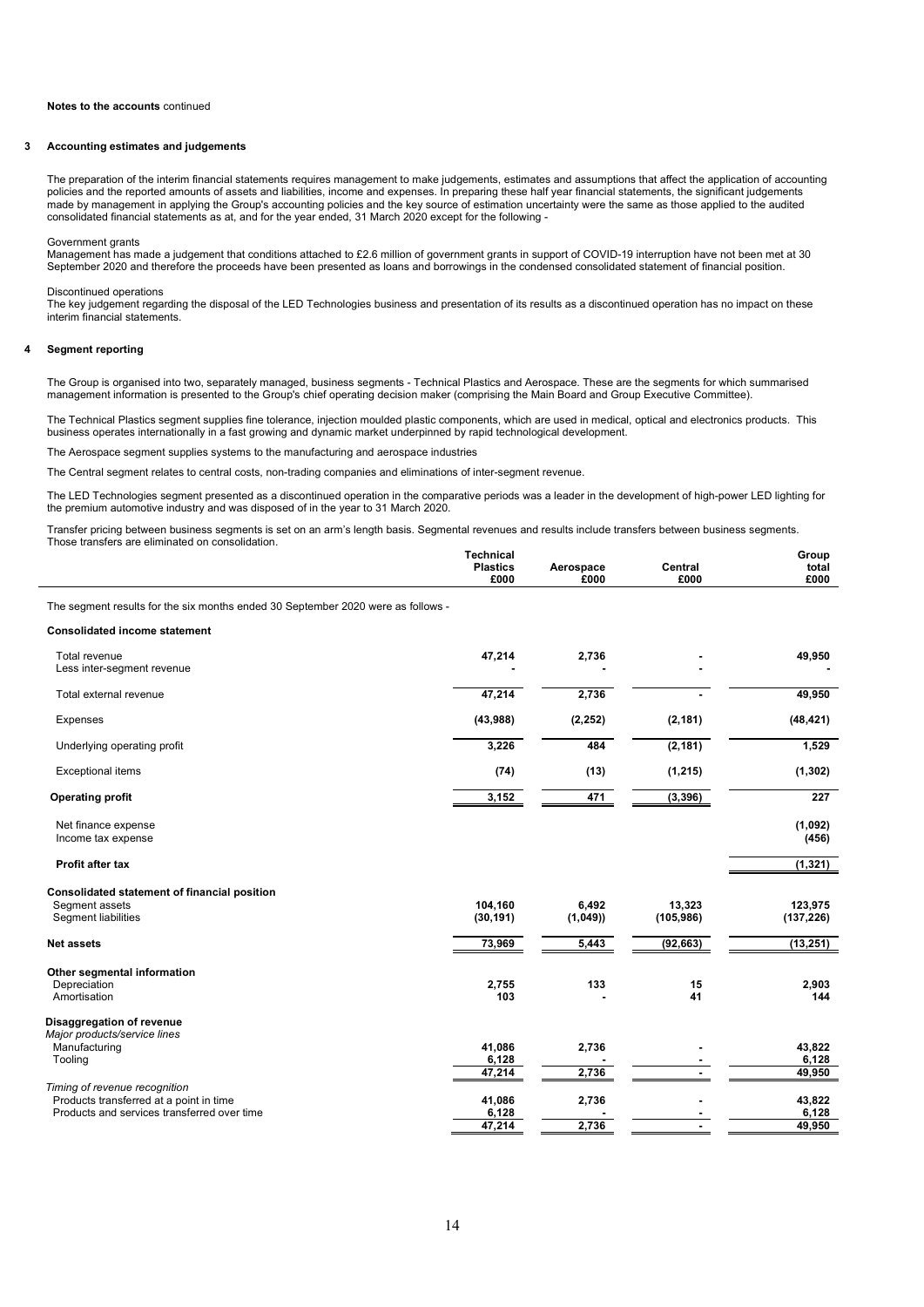**Notes to the accounts** continued

## 3 Accounting estimates and judgements

The preparation of the interim financial statements requires management to make judgements, estimates and assumptions that affect the application of accounting policies and the reported amounts of assets and liabilities, income and expenses. In preparing these half year financial statements, the significant judgements made by management in applying the Group's accounting policies and the key source of estimation uncertainty were the same as those applied to the audited consolidated financial statements as at, and for the year ended, 31 March 2020 except for the following -

Government grants
Management has made a judgement that conditions attached to £2.6 million of government grants in support of COVID-19 interruption have not been met at 30 September 2020 and therefore the proceeds have been presented as loans and borrowings in the condensed consolidated statement of financial position.

Discontinued operations
The key judgement regarding the disposal of the LED Technologies business and presentation of its results as a discontinued operation has no impact on these interim financial statements.

## 4 Segment reporting

The Group is organised into two, separately managed, business segments - Technical Plastics and Aerospace. These are the segments for which summarised management information is presented to the Group's chief operating decision maker (comprising the Main Board and Group Executive Committee).

The Technical Plastics segment supplies fine tolerance, injection moulded plastic components, which are used in medical, optical and electronics products. This business operates internationally in a fast growing and dynamic market underpinned by rapid technological development.

The Aerospace segment supplies systems to the manufacturing and aerospace industries

The Central segment relates to central costs, non-trading companies and eliminations of inter-segment revenue.

The LED Technologies segment presented as a discontinued operation in the comparative periods was a leader in the development of high-power LED lighting for the premium automotive industry and was disposed of in the year to 31 March 2020.

Transfer pricing between business segments is set on an arm's length basis. Segmental revenues and results include transfers between business segments. Those transfers are eliminated on consolidation.

| | Technical Plastics £000 | Aerospace £000 | Central £000 | Group total £000 |
|---|---|---|---|---|
| The segment results for the six months ended 30 September 2020 were as follows - | | | | |
| **Consolidated income statement** | | | | |
| Total revenue | 47,214 | 2,736 | - | 49,950 |
| Less inter-segment revenue | - | - | - | - |
| Total external revenue | 47,214 | 2,736 | - | 49,950 |
| Expenses | (43,988) | (2,252) | (2,181) | (48,421) |
| Underlying operating profit | 3,226 | 484 | (2,181) | 1,529 |
| Exceptional items | (74) | (13) | (1,215) | (1,302) |
| **Operating profit** | 3,152 | 471 | (3,396) | 227 |
| Net finance expense | | | | (1,092) |
| Income tax expense | | | | (456) |
| **Profit after tax** | | | | (1,321) |
| **Consolidated statement of financial position** | | | | |
| Segment assets | 104,160 | 6,492 | 13,323 | 123,975 |
| Segment liabilities | (30,191) | (1,049)) | (105,986) | (137,226) |
| **Net assets** | 73,969 | 5,443 | (92,663) | (13,251) |
| **Other segmental information** | | | | |
| Depreciation | 2,755 | 133 | 15 | 2,903 |
| Amortisation | 103 | - | 41 | 144 |
| **Disaggregation of revenue** | | | | |
| *Major products/service lines* | | | | |
| Manufacturing | 41,086 | 2,736 | - | 43,822 |
| Tooling | 6,128 | - | - | 6,128 |
| | 47,214 | 2,736 | - | 49,950 |
| *Timing of revenue recognition* | | | | |
| Products transferred at a point in time | 41,086 | 2,736 | - | 43,822 |
| Products and services transferred over time | 6,128 | - | - | 6,128 |
| | 47,214 | 2,736 | - | 49,950 |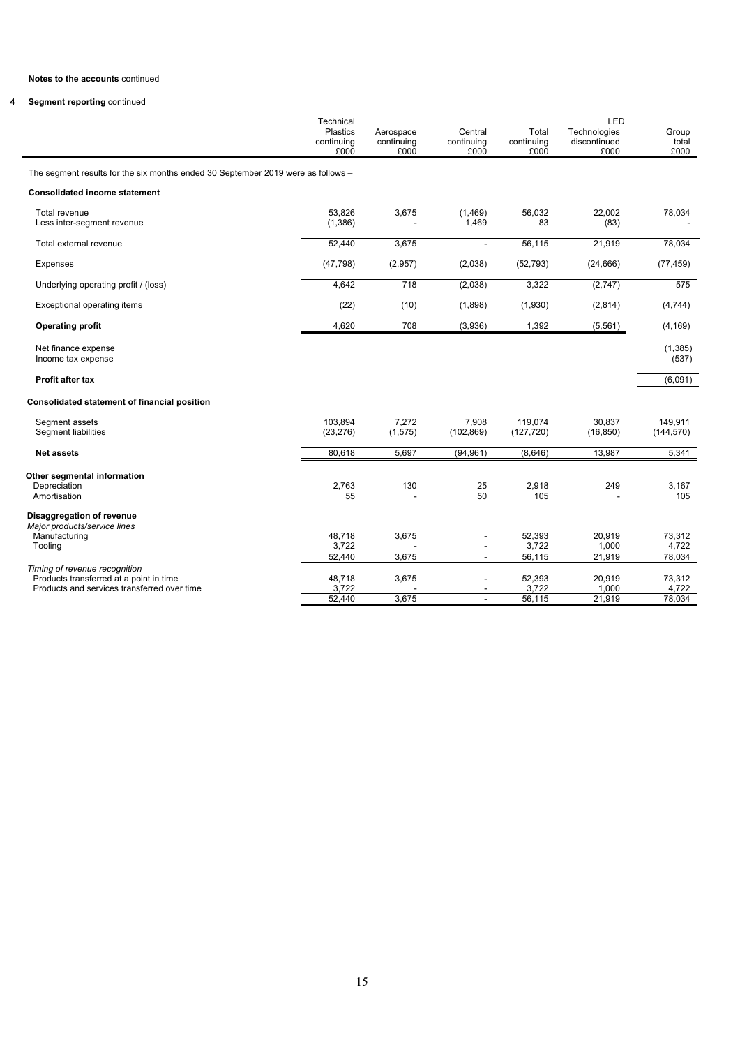**Notes to the accounts** continued

**4 Segment reporting** continued

| | Technical Plastics continuing £000 | Aerospace continuing £000 | Central continuing £000 | Total continuing £000 | LED Technologies discontinued £000 | Group total £000 |
|---|---|---|---|---|---|---|
| The segment results for the six months ended 30 September 2019 were as follows – | | | | | | |
| **Consolidated income statement** | | | | | | |
| Total revenue | 53,826 | 3,675 | (1,469) | 56,032 | 22,002 | 78,034 |
| Less inter-segment revenue | (1,386) | - | 1,469 | 83 | (83) | - |
| Total external revenue | 52,440 | 3,675 | - | 56,115 | 21,919 | 78,034 |
| Expenses | (47,798) | (2,957) | (2,038) | (52,793) | (24,666) | (77,459) |
| Underlying operating profit / (loss) | 4,642 | 718 | (2,038) | 3,322 | (2,747) | 575 |
| Exceptional operating items | (22) | (10) | (1,898) | (1,930) | (2,814) | (4,744) |
| **Operating profit** | 4,620 | 708 | (3,936) | 1,392 | (5,561) | (4,169) |
| Net finance expense | | | | | | (1,385) |
| Income tax expense | | | | | | (537) |
| **Profit after tax** | | | | | | (6,091) |
| **Consolidated statement of financial position** | | | | | | |
| Segment assets | 103,894 | 7,272 | 7,908 | 119,074 | 30,837 | 149,911 |
| Segment liabilities | (23,276) | (1,575) | (102,869) | (127,720) | (16,850) | (144,570) |
| **Net assets** | 80,618 | 5,697 | (94,961) | (8,646) | 13,987 | 5,341 |
| **Other segmental information** | | | | | | |
| Depreciation | 2,763 | 130 | 25 | 2,918 | 249 | 3,167 |
| Amortisation | 55 | - | 50 | 105 | - | 105 |
| **Disaggregation of revenue** | | | | | | |
| *Major products/service lines* | | | | | | |
| Manufacturing | 48,718 | 3,675 | - | 52,393 | 20,919 | 73,312 |
| Tooling | 3,722 | - | - | 3,722 | 1,000 | 4,722 |
| | 52,440 | 3,675 | - | 56,115 | 21,919 | 78,034 |
| *Timing of revenue recognition* | | | | | | |
| Products transferred at a point in time | 48,718 | 3,675 | - | 52,393 | 20,919 | 73,312 |
| Products and services transferred over time | 3,722 | - | - | 3,722 | 1,000 | 4,722 |
| | 52,440 | 3,675 | - | 56,115 | 21,919 | 78,034 |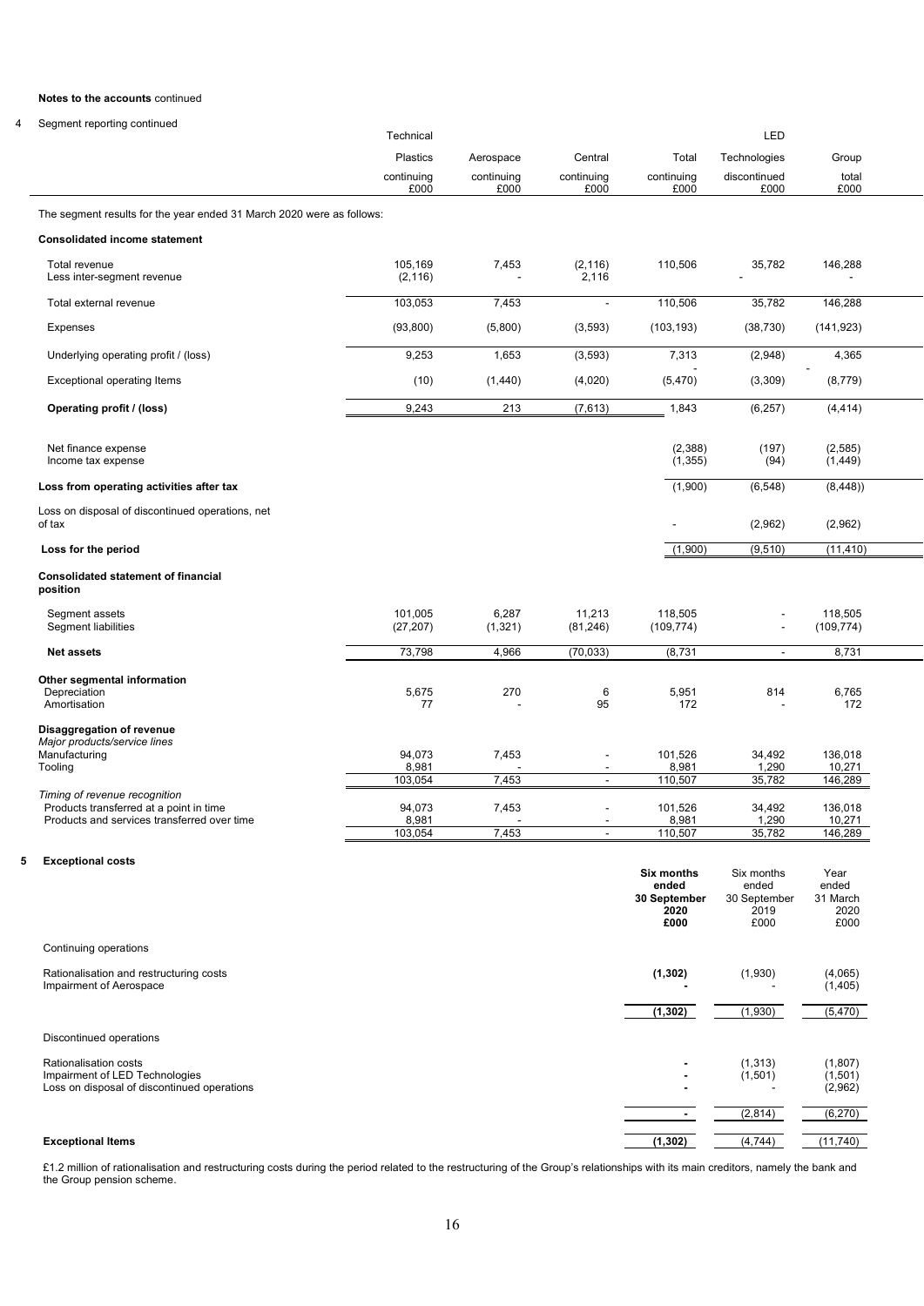**Notes to the accounts** continued

4 Segment reporting continued

| | Technical Plastics continuing £000 | Aerospace continuing £000 | Central continuing £000 | Total continuing £000 | LED Technologies discontinued £000 | Group total £000 |
|---|---|---|---|---|---|---|
| The segment results for the year ended 31 March 2020 were as follows: | | | | | | |
| **Consolidated income statement** | | | | | | |
| Total revenue | 105,169 | 7,453 | (2,116) | 110,506 | 35,782 | 146,288 |
| Less inter-segment revenue | (2,116) | - | 2,116 | | - | - |
| Total external revenue | 103,053 | 7,453 | - | 110,506 | 35,782 | 146,288 |
| Expenses | (93,800) | (5,800) | (3,593) | (103,193) | (38,730) | (141,923) |
| Underlying operating profit / (loss) | 9,253 | 1,653 | (3,593) | 7,313 | (2,948) | 4,365 |
| Exceptional operating Items | (10) | (1,440) | (4,020) | (5,470) | (3,309) | (8,779) |
| **Operating profit / (loss)** | 9,243 | 213 | (7,613) | 1,843 | (6,257) | (4,414) |
| Net finance expense | | | | (2,388) | (197) | (2,585) |
| Income tax expense | | | | (1,355) | (94) | (1,449) |
| **Loss from operating activities after tax** | | | | (1,900) | (6,548) | (8,448)) |
| Loss on disposal of discontinued operations, net of tax | | | | - | (2,962) | (2,962) |
| **Loss for the period** | | | | (1,900) | (9,510) | (11,410) |
| **Consolidated statement of financial position** | | | | | | |
| Segment assets | 101,005 | 6,287 | 11,213 | 118,505 | - | 118,505 |
| Segment liabilities | (27,207) | (1,321) | (81,246) | (109,774) | - | (109,774) |
| **Net assets** | 73,798 | 4,966 | (70,033) | (8,731 | - | 8,731 |
| **Other segmental information** | | | | | | |
| Depreciation | 5,675 | 270 | 6 | 5,951 | 814 | 6,765 |
| Amortisation | 77 | - | 95 | 172 | - | 172 |
| **Disaggregation of revenue** | | | | | | |
| *Major products/service lines* | | | | | | |
| Manufacturing | 94,073 | 7,453 | - | 101,526 | 34,492 | 136,018 |
| Tooling | 8,981 | - | - | 8,981 | 1,290 | 10,271 |
| | 103,054 | 7,453 | - | 110,507 | 35,782 | 146,289 |
| *Timing of revenue recognition* | | | | | | |
| Products transferred at a point in time | 94,073 | 7,453 | - | 101,526 | 34,492 | 136,018 |
| Products and services transferred over time | 8,981 | - | - | 8,981 | 1,290 | 10,271 |
| | 103,054 | 7,453 | - | 110,507 | 35,782 | 146,289 |

**5 Exceptional costs**

| | **Six months ended 30 September 2020 £000** | Six months ended 30 September 2019 £000 | Year ended 31 March 2020 £000 |
|---|---|---|---|
| Continuing operations | | | |
| Rationalisation and restructuring costs | **(1,302)** | (1,930) | (4,065) |
| Impairment of Aerospace | **-** | - | (1,405) |
| | **(1,302)** | (1,930) | (5,470) |
| Discontinued operations | | | |
| Rationalisation costs | **-** | (1,313) | (1,807) |
| Impairment of LED Technologies | **-** | (1,501) | (1,501) |
| Loss on disposal of discontinued operations | **-** | - | (2,962) |
| | **-** | (2,814) | (6,270) |
| **Exceptional Items** | **(1,302)** | (4,744) | (11,740) |

£1.2 million of rationalisation and restructuring costs during the period related to the restructuring of the Group's relationships with its main creditors, namely the bank and the Group pension scheme.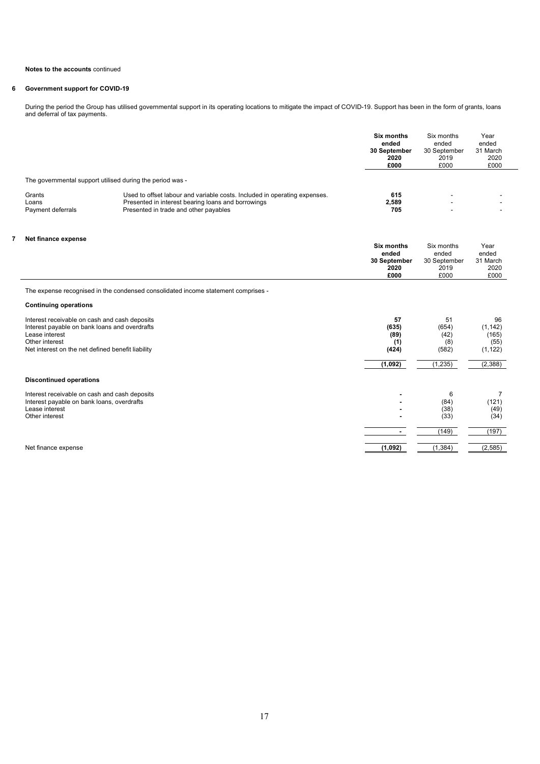**Notes to the accounts** continued

## 6 Government support for COVID-19

During the period the Group has utilised governmental support in its operating locations to mitigate the impact of COVID-19. Support has been in the form of grants, loans and deferral of tax payments.

| | | Six months ended 30 September 2020 £000 | Six months ended 30 September 2019 £000 | Year ended 31 March 2020 £000 |
|---|---|---|---|---|
| The governmental support utilised during the period was - | | | | |
| Grants | Used to offset labour and variable costs. Included in operating expenses. | **615** | - | - |
| Loans | Presented in interest bearing loans and borrowings | **2,589** | - | - |
| Payment deferrals | Presented in trade and other payables | **705** | - | - |

## 7 Net finance expense

| | Six months ended 30 September 2020 £000 | Six months ended 30 September 2019 £000 | Year ended 31 March 2020 £000 |
|---|---|---|---|
| The expense recognised in the condensed consolidated income statement comprises - | | | |
| **Continuing operations** | | | |
| Interest receivable on cash and cash deposits | **57** | 51 | 96 |
| Interest payable on bank loans and overdrafts | **(635)** | (654) | (1,142) |
| Lease interest | **(89)** | (42) | (165) |
| Other interest | **(1)** | (8) | (55) |
| Net interest on the net defined benefit liability | **(424)** | (582) | (1,122) |
| | **(1,092)** | (1,235) | (2,388) |
| **Discontinued operations** | | | |
| Interest receivable on cash and cash deposits | **-** | 6 | 7 |
| Interest payable on bank loans, overdrafts | **-** | (84) | (121) |
| Lease interest | **-** | (38) | (49) |
| Other interest | **-** | (33) | (34) |
| | **-** | (149) | (197) |
| Net finance expense | **(1,092)** | (1,384) | (2,585) |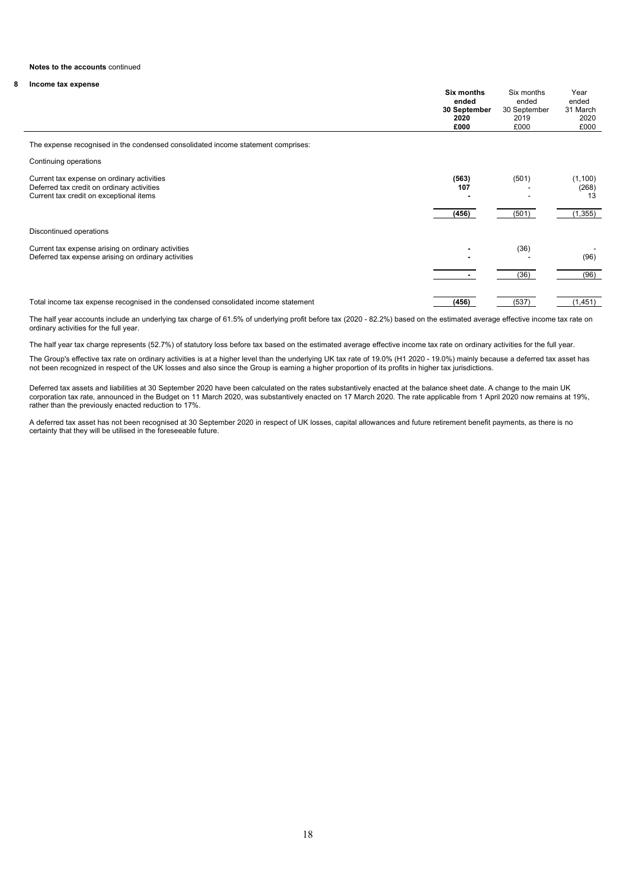**Notes to the accounts** continued

**8 Income tax expense**

| | **Six months ended 30 September 2020 £000** | Six months ended 30 September 2019 £000 | Year ended 31 March 2020 £000 |
|---|---|---|---|
| The expense recognised in the condensed consolidated income statement comprises: | | | |
| Continuing operations | | | |
| Current tax expense on ordinary activities | **(563)** | (501) | (1,100) |
| Deferred tax credit on ordinary activities | **107** | - | (268) |
| Current tax credit on exceptional items | **-** | - | 13 |
| | **(456)** | (501) | (1,355) |
| Discontinued operations | | | |
| Current tax expense arising on ordinary activities | **-** | (36) | - |
| Deferred tax expense arising on ordinary activities | **-** | - | (96) |
| | **-** | (36) | (96) |
| Total income tax expense recognised in the condensed consolidated income statement | **(456)** | (537) | (1,451) |

The half year accounts include an underlying tax charge of 61.5% of underlying profit before tax (2020 - 82.2%) based on the estimated average effective income tax rate on ordinary activities for the full year.

The half year tax charge represents (52.7%) of statutory loss before tax based on the estimated average effective income tax rate on ordinary activities for the full year.

The Group's effective tax rate on ordinary activities is at a higher level than the underlying UK tax rate of 19.0% (H1 2020 - 19.0%) mainly because a deferred tax asset has not been recognized in respect of the UK losses and also since the Group is earning a higher proportion of its profits in higher tax jurisdictions.

Deferred tax assets and liabilities at 30 September 2020 have been calculated on the rates substantively enacted at the balance sheet date. A change to the main UK corporation tax rate, announced in the Budget on 11 March 2020, was substantively enacted on 17 March 2020. The rate applicable from 1 April 2020 now remains at 19%, rather than the previously enacted reduction to 17%.

A deferred tax asset has not been recognised at 30 September 2020 in respect of UK losses, capital allowances and future retirement benefit payments, as there is no certainty that they will be utilised in the foreseeable future.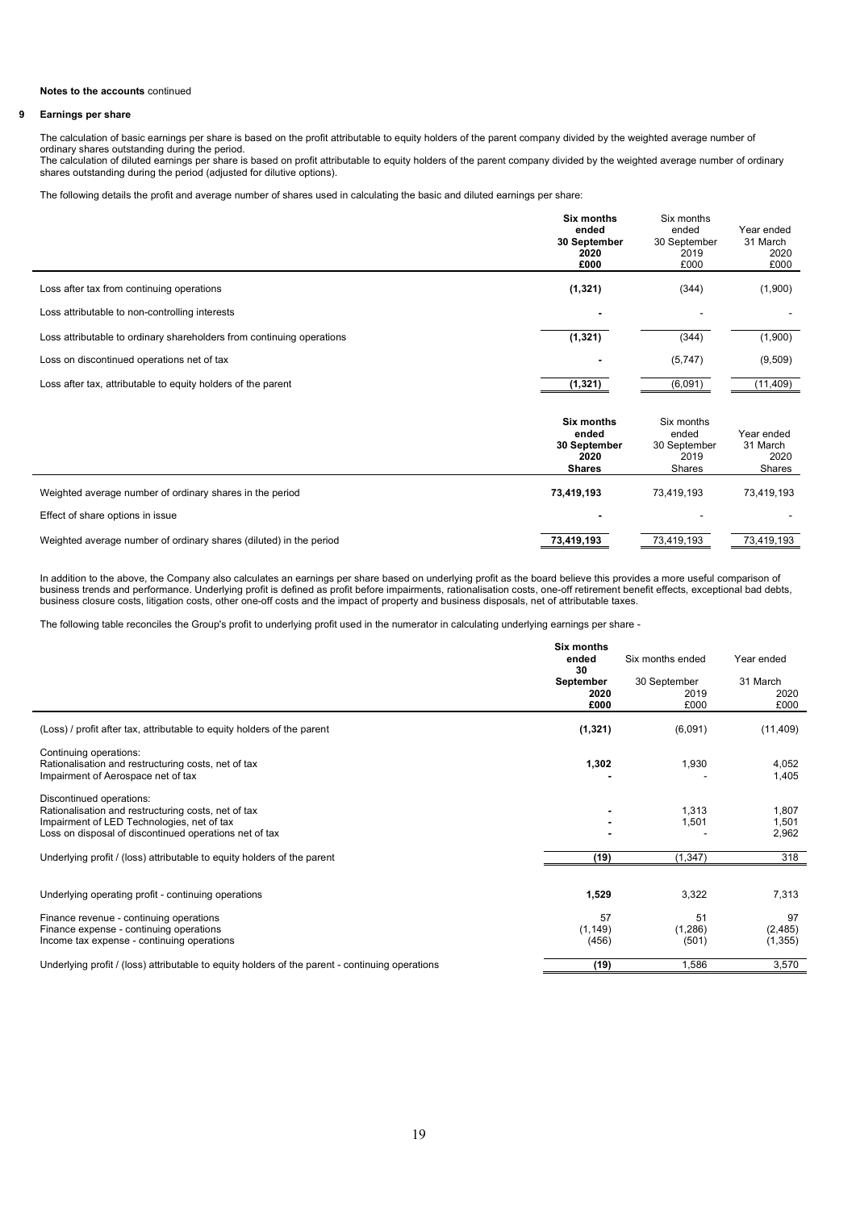**Notes to the accounts** continued

## 9 Earnings per share

The calculation of basic earnings per share is based on the profit attributable to equity holders of the parent company divided by the weighted average number of ordinary shares outstanding during the period.
The calculation of diluted earnings per share is based on profit attributable to equity holders of the parent company divided by the weighted average number of ordinary shares outstanding during the period (adjusted for dilutive options).

The following details the profit and average number of shares used in calculating the basic and diluted earnings per share:

| | **Six months ended 30 September 2020 £000** | Six months ended 30 September 2019 £000 | Year ended 31 March 2020 £000 |
|---|---|---|---|
| Loss after tax from continuing operations | **(1,321)** | (344) | (1,900) |
| Loss attributable to non-controlling interests | **-** | - | - |
| Loss attributable to ordinary shareholders from continuing operations | **(1,321)** | (344) | (1,900) |
| Loss on discontinued operations net of tax | **-** | (5,747) | (9,509) |
| Loss after tax, attributable to equity holders of the parent | **(1,321)** | (6,091) | (11,409) |

| | **Six months ended 30 September 2020 Shares** | Six months ended 30 September 2019 Shares | Year ended 31 March 2020 Shares |
|---|---|---|---|
| Weighted average number of ordinary shares in the period | **73,419,193** | 73,419,193 | 73,419,193 |
| Effect of share options in issue | **-** | - | - |
| Weighted average number of ordinary shares (diluted) in the period | **73,419,193** | 73,419,193 | 73,419,193 |

In addition to the above, the Company also calculates an earnings per share based on underlying profit as the board believe this provides a more useful comparison of business trends and performance. Underlying profit is defined as profit before impairments, rationalisation costs, one-off retirement benefit effects, exceptional bad debts, business closure costs, litigation costs, other one-off costs and the impact of property and business disposals, net of attributable taxes.

The following table reconciles the Group's profit to underlying profit used in the numerator in calculating underlying earnings per share -

| | **Six months ended 30 September 2020 £000** | Six months ended 30 September 2019 £000 | Year ended 31 March 2020 £000 |
|---|---|---|---|
| (Loss) / profit after tax, attributable to equity holders of the parent | **(1,321)** | (6,091) | (11,409) |
| Continuing operations: | | | |
| Rationalisation and restructuring costs, net of tax | **1,302** | 1,930 | 4,052 |
| Impairment of Aerospace net of tax | **-** | - | 1,405 |
| Discontinued operations: | | | |
| Rationalisation and restructuring costs, net of tax | **-** | 1,313 | 1,807 |
| Impairment of LED Technologies, net of tax | **-** | 1,501 | 1,501 |
| Loss on disposal of discontinued operations net of tax | **-** | - | 2,962 |
| Underlying profit / (loss) attributable to equity holders of the parent | **(19)** | (1,347) | 318 |
| | | | |
| Underlying operating profit - continuing operations | **1,529** | 3,322 | 7,313 |
| Finance revenue - continuing operations | **57** | 51 | 97 |
| Finance expense - continuing operations | **(1,149)** | (1,286) | (2,485) |
| Income tax expense - continuing operations | **(456)** | (501) | (1,355) |
| Underlying profit / (loss) attributable to equity holders of the parent - continuing operations | **(19)** | 1,586 | 3,570 |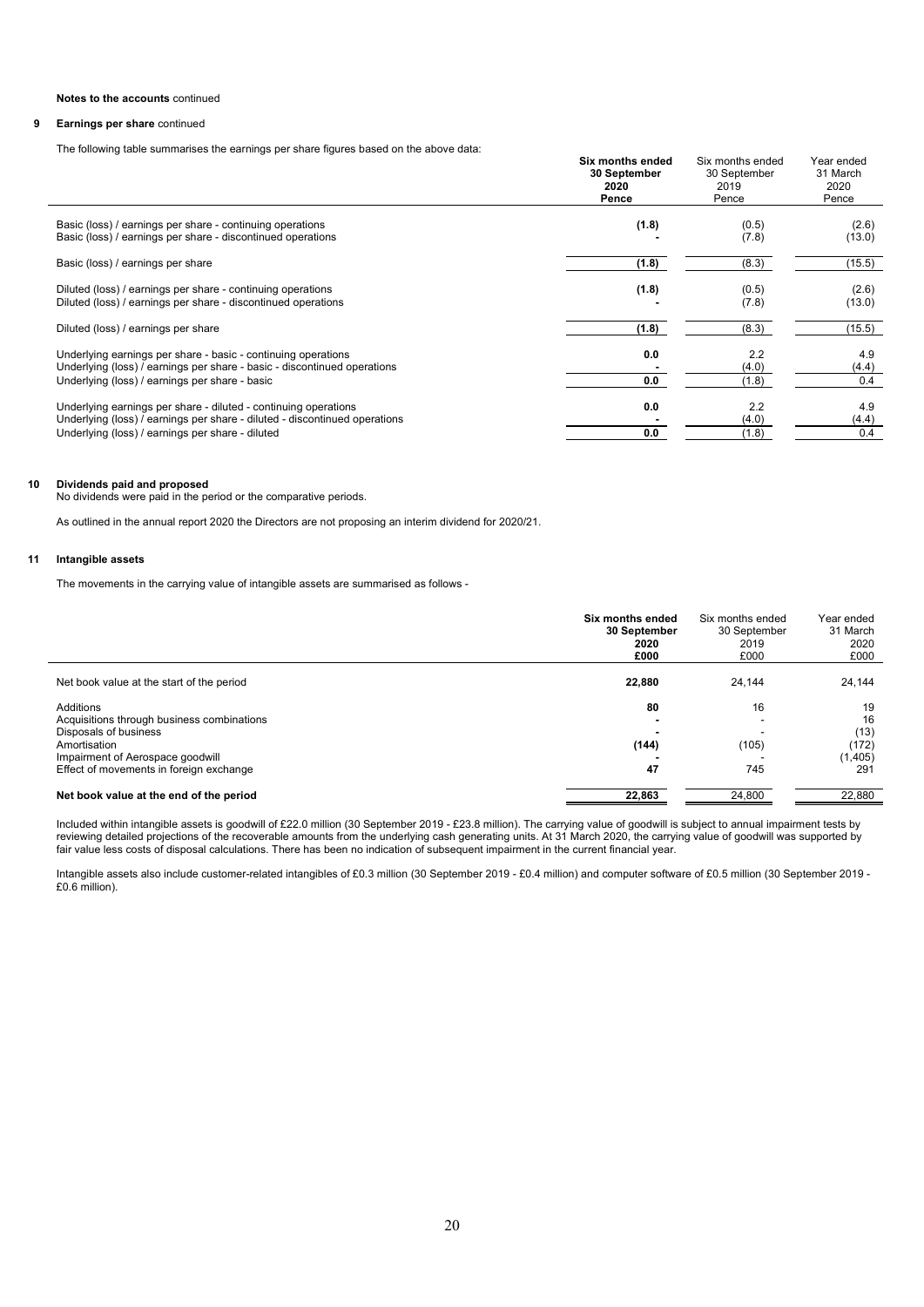**Notes to the accounts** continued

## 9 Earnings per share continued

The following table summarises the earnings per share figures based on the above data:

| | **Six months ended 30 September 2020 Pence** | Six months ended 30 September 2019 Pence | Year ended 31 March 2020 Pence |
|---|---|---|---|
| Basic (loss) / earnings per share - continuing operations | **(1.8)** | (0.5) | (2.6) |
| Basic (loss) / earnings per share - discontinued operations | **-** | (7.8) | (13.0) |
| Basic (loss) / earnings per share | **(1.8)** | (8.3) | (15.5) |
| Diluted (loss) / earnings per share - continuing operations | **(1.8)** | (0.5) | (2.6) |
| Diluted (loss) / earnings per share - discontinued operations | **-** | (7.8) | (13.0) |
| Diluted (loss) / earnings per share | **(1.8)** | (8.3) | (15.5) |
| Underlying earnings per share - basic - continuing operations | **0.0** | 2.2 | 4.9 |
| Underlying (loss) / earnings per share - basic - discontinued operations | **-** | (4.0) | (4.4) |
| Underlying (loss) / earnings per share - basic | **0.0** | (1.8) | 0.4 |
| Underlying earnings per share - diluted - continuing operations | **0.0** | 2.2 | 4.9 |
| Underlying (loss) / earnings per share - diluted - discontinued operations | **-** | (4.0) | (4.4) |
| Underlying (loss) / earnings per share - diluted | **0.0** | (1.8) | 0.4 |

## 10 Dividends paid and proposed

No dividends were paid in the period or the comparative periods.

As outlined in the annual report 2020 the Directors are not proposing an interim dividend for 2020/21.

## 11 Intangible assets

The movements in the carrying value of intangible assets are summarised as follows -

| | **Six months ended 30 September 2020 £000** | Six months ended 30 September 2019 £000 | Year ended 31 March 2020 £000 |
|---|---|---|---|
| Net book value at the start of the period | **22,880** | 24,144 | 24,144 |
| Additions | **80** | 16 | 19 |
| Acquisitions through business combinations | **-** | - | 16 |
| Disposals of business | **-** | - | (13) |
| Amortisation | **(144)** | (105) | (172) |
| Impairment of Aerospace goodwill | **-** | - | (1,405) |
| Effect of movements in foreign exchange | **47** | 745 | 291 |
| **Net book value at the end of the period** | **22,863** | 24,800 | 22,880 |

Included within intangible assets is goodwill of £22.0 million (30 September 2019 - £23.8 million). The carrying value of goodwill is subject to annual impairment tests by reviewing detailed projections of the recoverable amounts from the underlying cash generating units. At 31 March 2020, the carrying value of goodwill was supported by fair value less costs of disposal calculations. There has been no indication of subsequent impairment in the current financial year.

Intangible assets also include customer-related intangibles of £0.3 million (30 September 2019 - £0.4 million) and computer software of £0.5 million (30 September 2019 - £0.6 million).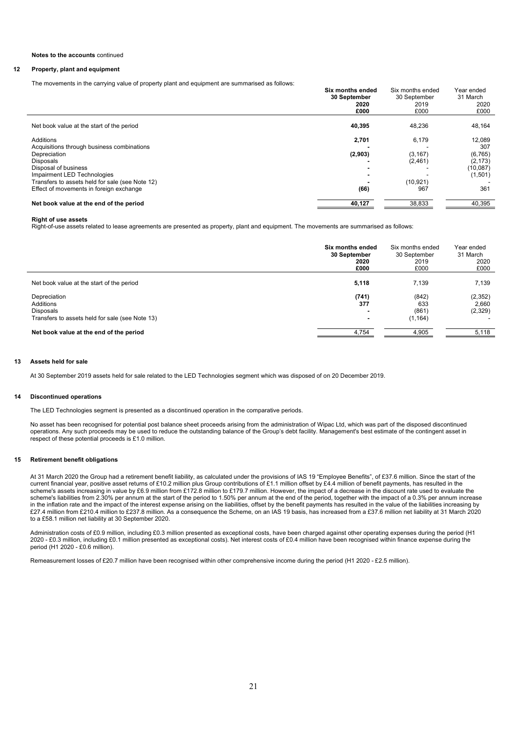**Notes to the accounts** continued

## 12 Property, plant and equipment

The movements in the carrying value of property plant and equipment are summarised as follows:

| | **Six months ended 30 September 2020 £000** | Six months ended 30 September 2019 £000 | Year ended 31 March 2020 £000 |
|---|---|---|---|
| Net book value at the start of the period | **40,395** | 48,236 | 48,164 |
| Additions | **2,701** | 6,179 | 12,089 |
| Acquisitions through business combinations | **-** | - | 307 |
| Depreciation | **(2,903)** | (3,167) | (6,765) |
| Disposals | **-** | (2,461) | (2,173) |
| Disposal of business | **-** | - | (10,087) |
| Impairment LED Technologies | **-** | - | (1,501) |
| Transfers to assets held for sale (see Note 12) | **-** | (10,921) | - |
| Effect of movements in foreign exchange | **(66)** | 967 | 361 |
| **Net book value at the end of the period** | **40,127** | 38,833 | 40,395 |

**Right of use assets**

Right-of-use assets related to lease agreements are presented as property, plant and equipment. The movements are summarised as follows:

| | **Six months ended 30 September 2020 £000** | Six months ended 30 September 2019 £000 | Year ended 31 March 2020 £000 |
|---|---|---|---|
| Net book value at the start of the period | **5,118** | 7,139 | 7,139 |
| Depreciation | **(741)** | (842) | (2,352) |
| Additions | **377** | 633 | 2,660 |
| Disposals | **-** | (861) | (2,329) |
| Transfers to assets held for sale (see Note 13) | **-** | (1,164) | - |
| **Net book value at the end of the period** | 4,754 | 4,905 | 5,118 |

## 13 Assets held for sale

At 30 September 2019 assets held for sale related to the LED Technologies segment which was disposed of on 20 December 2019.

## 14 Discontinued operations

The LED Technologies segment is presented as a discontinued operation in the comparative periods.

No asset has been recognised for potential post balance sheet proceeds arising from the administration of Wipac Ltd, which was part of the disposed discontinued operations. Any such proceeds may be used to reduce the outstanding balance of the Group's debt facility. Management's best estimate of the contingent asset in respect of these potential proceeds is £1.0 million.

## 15 Retirement benefit obligations

At 31 March 2020 the Group had a retirement benefit liability, as calculated under the provisions of IAS 19 "Employee Benefits", of £37.6 million. Since the start of the current financial year, positive asset returns of £10.2 million plus Group contributions of £1.1 million offset by £4.4 million of benefit payments, has resulted in the scheme's assets increasing in value by £6.9 million from £172.8 million to £179.7 million. However, the impact of a decrease in the discount rate used to evaluate the scheme's liabilities from 2.30% per annum at the start of the period to 1.50% per annum at the end of the period, together with the impact of a 0.3% per annum increase in the inflation rate and the impact of the interest expense arising on the liabilities, offset by the benefit payments has resulted in the value of the liabilities increasing by £27.4 million from £210.4 million to £237.8 million. As a consequence the Scheme, on an IAS 19 basis, has increased from a £37.6 million net liability at 31 March 2020 to a £58.1 million net liability at 30 September 2020.

Administration costs of £0.9 million, including £0.3 million presented as exceptional costs, have been charged against other operating expenses during the period (H1 2020 - £0.3 million, including £0.1 million presented as exceptional costs). Net interest costs of £0.4 million have been recognised within finance expense during the period (H1 2020 - £0.6 million).

Remeasurement losses of £20.7 million have been recognised within other comprehensive income during the period (H1 2020 - £2.5 million).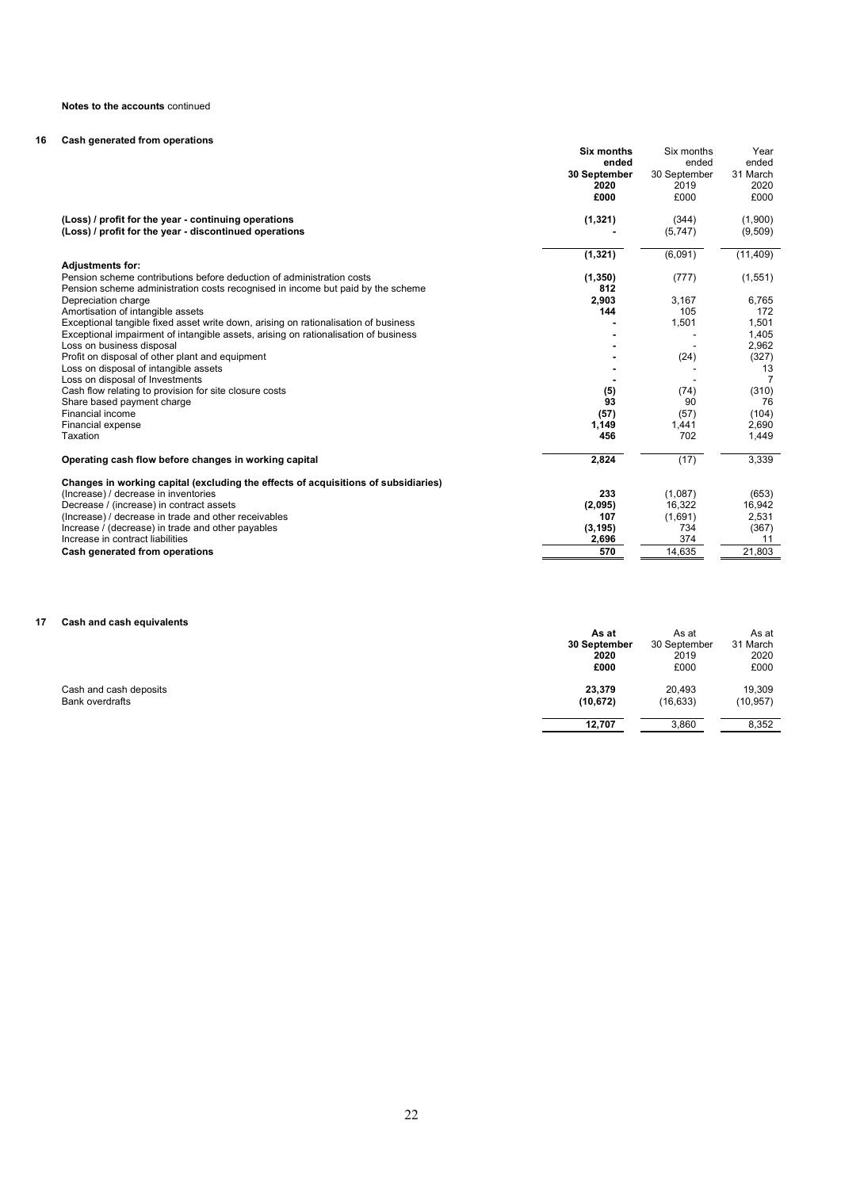**Notes to the accounts** continued

## 16 Cash generated from operations

| | **Six months ended 30 September 2020 £000** | Six months ended 30 September 2019 £000 | Year ended 31 March 2020 £000 |
|---|---|---|---|
| **(Loss) / profit for the year - continuing operations** | **(1,321)** | (344) | (1,900) |
| **(Loss) / profit for the year - discontinued operations** | **-** | (5,747) | (9,509) |
| | **(1,321)** | (6,091) | (11,409) |
| **Adjustments for:** | | | |
| Pension scheme contributions before deduction of administration costs | **(1,350)** | (777) | (1,551) |
| Pension scheme administration costs recognised in income but paid by the scheme | **812** | | |
| Depreciation charge | **2,903** | 3,167 | 6,765 |
| Amortisation of intangible assets | **144** | 105 | 172 |
| Exceptional tangible fixed asset write down, arising on rationalisation of business | **-** | 1,501 | 1,501 |
| Exceptional impairment of intangible assets, arising on rationalisation of business | **-** | - | 1,405 |
| Loss on business disposal | **-** | - | 2,962 |
| Profit on disposal of other plant and equipment | **-** | (24) | (327) |
| Loss on disposal of intangible assets | **-** | - | 13 |
| Loss on disposal of Investments | **-** | - | 7 |
| Cash flow relating to provision for site closure costs | **(5)** | (74) | (310) |
| Share based payment charge | **93** | 90 | 76 |
| Financial income | **(57)** | (57) | (104) |
| Financial expense | **1,149** | 1,441 | 2,690 |
| Taxation | **456** | 702 | 1,449 |
| **Operating cash flow before changes in working capital** | **2,824** | (17) | 3,339 |
| **Changes in working capital (excluding the effects of acquisitions of subsidiaries)** | | | |
| (Increase) / decrease in inventories | **233** | (1,087) | (653) |
| Decrease / (increase) in contract assets | **(2,095)** | 16,322 | 16,942 |
| (Increase) / decrease in trade and other receivables | **107** | (1,691) | 2,531 |
| Increase / (decrease) in trade and other payables | **(3,195)** | 734 | (367) |
| Increase in contract liabilities | **2,696** | 374 | 11 |
| **Cash generated from operations** | **570** | 14,635 | 21,803 |

## 17 Cash and cash equivalents

| | **As at 30 September 2020 £000** | As at 30 September 2019 £000 | As at 31 March 2020 £000 |
|---|---|---|---|
| Cash and cash deposits | **23,379** | 20,493 | 19,309 |
| Bank overdrafts | **(10,672)** | (16,633) | (10,957) |
| | **12,707** | 3,860 | 8,352 |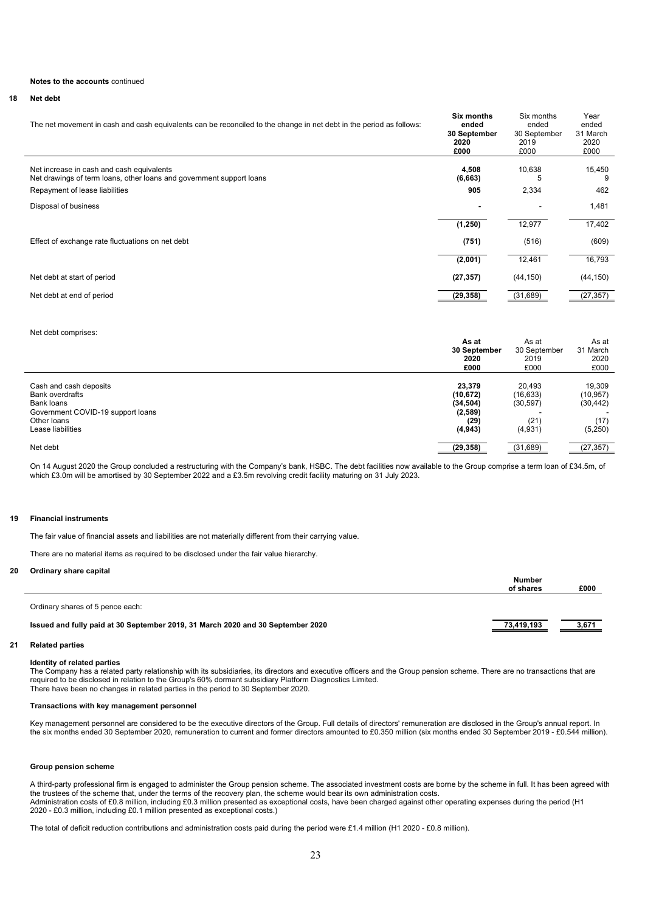**Notes to the accounts** continued

## 18 Net debt

| The net movement in cash and cash equivalents can be reconciled to the change in net debt in the period as follows: | **Six months ended 30 September 2020 £000** | Six months ended 30 September 2019 £000 | Year ended 31 March 2020 £000 |
|---|---|---|---|
| Net increase in cash and cash equivalents | **4,508** | 10,638 | 15,450 |
| Net drawings of term loans, other loans and government support loans | **(6,663)** | 5 | 9 |
| Repayment of lease liabilities | **905** | 2,334 | 462 |
| Disposal of business | **-** | - | 1,481 |
| | **(1,250)** | 12,977 | 17,402 |
| Effect of exchange rate fluctuations on net debt | **(751)** | (516) | (609) |
| | **(2,001)** | 12,461 | 16,793 |
| Net debt at start of period | **(27,357)** | (44,150) | (44,150) |
| Net debt at end of period | **(29,358)** | (31,689) | (27,357) |

Net debt comprises:

| | **As at 30 September 2020 £000** | As at 30 September 2019 £000 | As at 31 March 2020 £000 |
|---|---|---|---|
| Cash and cash deposits | **23,379** | 20,493 | 19,309 |
| Bank overdrafts | **(10,672)** | (16,633) | (10,957) |
| Bank loans | **(34,504)** | (30,597) | (30,442) |
| Government COVID-19 support loans | **(2,589)** | - | - |
| Other loans | **(29)** | (21) | (17) |
| Lease liabilities | **(4,943)** | (4,931) | (5,250) |
| Net debt | **(29,358)** | (31,689) | (27,357) |

On 14 August 2020 the Group concluded a restructuring with the Company's bank, HSBC. The debt facilities now available to the Group comprise a term loan of £34.5m, of which £3.0m will be amortised by 30 September 2022 and a £3.5m revolving credit facility maturing on 31 July 2023.

## 19 Financial instruments

The fair value of financial assets and liabilities are not materially different from their carrying value.

There are no material items as required to be disclosed under the fair value hierarchy.

## 20 Ordinary share capital

| | **Number of shares** | **£000** |
|---|---|---|
| Ordinary shares of 5 pence each: | | |
| **Issued and fully paid at 30 September 2019, 31 March 2020 and 30 September 2020** | **73,419,193** | **3,671** |

## 21 Related parties

**Identity of related parties**
The Company has a related party relationship with its subsidiaries, its directors and executive officers and the Group pension scheme. There are no transactions that are required to be disclosed in relation to the Group's 60% dormant subsidiary Platform Diagnostics Limited.
There have been no changes in related parties in the period to 30 September 2020.

**Transactions with key management personnel**

Key management personnel are considered to be the executive directors of the Group. Full details of directors' remuneration are disclosed in the Group's annual report. In the six months ended 30 September 2020, remuneration to current and former directors amounted to £0.350 million (six months ended 30 September 2019 - £0.544 million).

**Group pension scheme**

A third-party professional firm is engaged to administer the Group pension scheme. The associated investment costs are borne by the scheme in full. It has been agreed with the trustees of the scheme that, under the terms of the recovery plan, the scheme would bear its own administration costs.
Administration costs of £0.8 million, including £0.3 million presented as exceptional costs, have been charged against other operating expenses during the period (H1 2020 - £0.3 million, including £0.1 million presented as exceptional costs.)

The total of deficit reduction contributions and administration costs paid during the period were £1.4 million (H1 2020 - £0.8 million).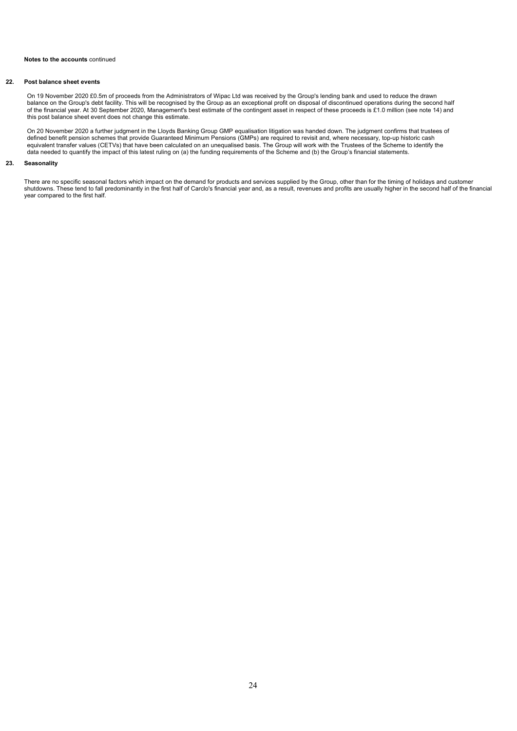**Notes to the accounts** continued

## 22. Post balance sheet events

On 19 November 2020 £0.5m of proceeds from the Administrators of Wipac Ltd was received by the Group's lending bank and used to reduce the drawn balance on the Group's debt facility. This will be recognised by the Group as an exceptional profit on disposal of discontinued operations during the second half of the financial year. At 30 September 2020, Management's best estimate of the contingent asset in respect of these proceeds is £1.0 million (see note 14) and this post balance sheet event does not change this estimate.

On 20 November 2020 a further judgment in the Lloyds Banking Group GMP equalisation litigation was handed down. The judgment confirms that trustees of defined benefit pension schemes that provide Guaranteed Minimum Pensions (GMPs) are required to revisit and, where necessary, top-up historic cash equivalent transfer values (CETVs) that have been calculated on an unequalised basis. The Group will work with the Trustees of the Scheme to identify the data needed to quantify the impact of this latest ruling on (a) the funding requirements of the Scheme and (b) the Group's financial statements.

## 23. Seasonality

There are no specific seasonal factors which impact on the demand for products and services supplied by the Group, other than for the timing of holidays and customer shutdowns. These tend to fall predominantly in the first half of Carclo's financial year and, as a result, revenues and profits are usually higher in the second half of the financial year compared to the first half.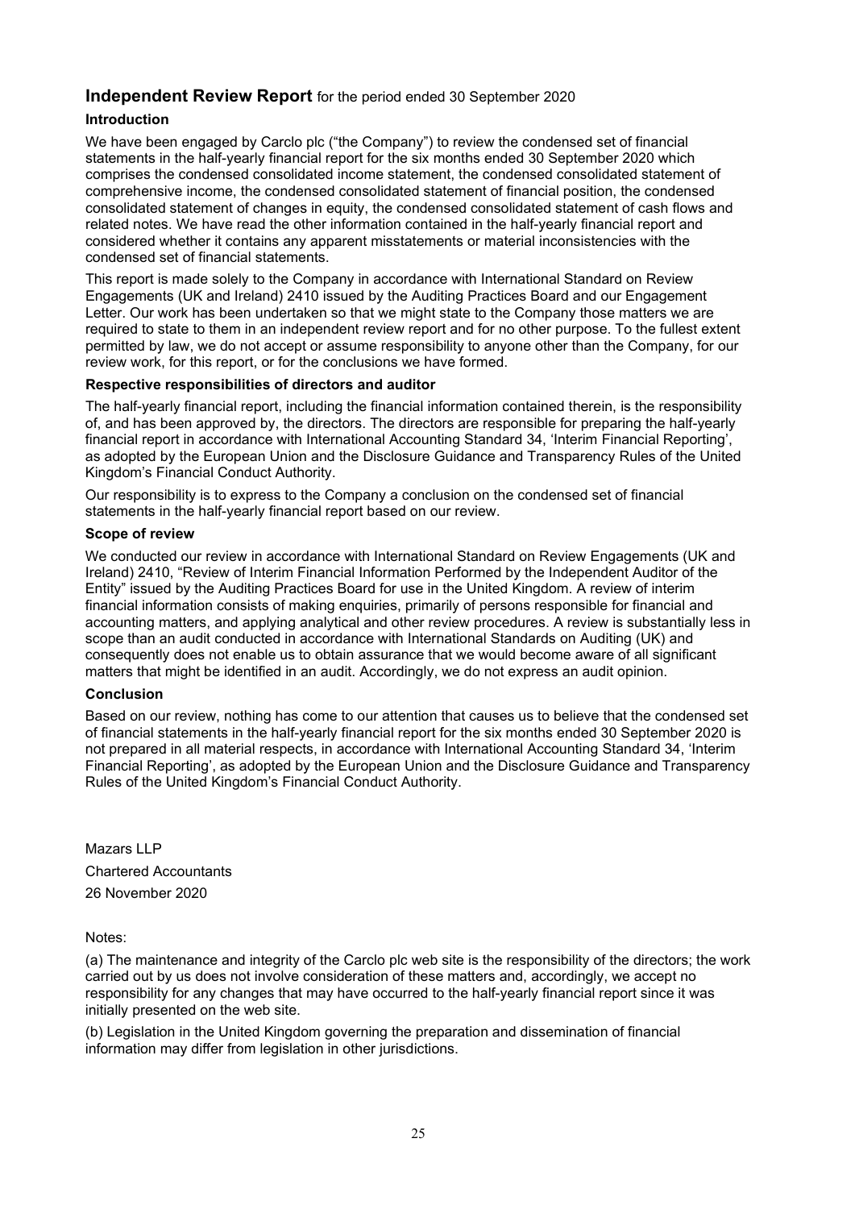# Independent Review Report for the period ended 30 September 2020

### Introduction

We have been engaged by Carclo plc ("the Company") to review the condensed set of financial statements in the half-yearly financial report for the six months ended 30 September 2020 which comprises the condensed consolidated income statement, the condensed consolidated statement of comprehensive income, the condensed consolidated statement of financial position, the condensed consolidated statement of changes in equity, the condensed consolidated statement of cash flows and related notes. We have read the other information contained in the half-yearly financial report and considered whether it contains any apparent misstatements or material inconsistencies with the condensed set of financial statements.

This report is made solely to the Company in accordance with International Standard on Review Engagements (UK and Ireland) 2410 issued by the Auditing Practices Board and our Engagement Letter. Our work has been undertaken so that we might state to the Company those matters we are required to state to them in an independent review report and for no other purpose. To the fullest extent permitted by law, we do not accept or assume responsibility to anyone other than the Company, for our review work, for this report, or for the conclusions we have formed.

### Respective responsibilities of directors and auditor

The half-yearly financial report, including the financial information contained therein, is the responsibility of, and has been approved by, the directors. The directors are responsible for preparing the half-yearly financial report in accordance with International Accounting Standard 34, 'Interim Financial Reporting', as adopted by the European Union and the Disclosure Guidance and Transparency Rules of the United Kingdom's Financial Conduct Authority.

Our responsibility is to express to the Company a conclusion on the condensed set of financial statements in the half-yearly financial report based on our review.

### Scope of review

We conducted our review in accordance with International Standard on Review Engagements (UK and Ireland) 2410, "Review of Interim Financial Information Performed by the Independent Auditor of the Entity" issued by the Auditing Practices Board for use in the United Kingdom. A review of interim financial information consists of making enquiries, primarily of persons responsible for financial and accounting matters, and applying analytical and other review procedures. A review is substantially less in scope than an audit conducted in accordance with International Standards on Auditing (UK) and consequently does not enable us to obtain assurance that we would become aware of all significant matters that might be identified in an audit. Accordingly, we do not express an audit opinion.

### Conclusion

Based on our review, nothing has come to our attention that causes us to believe that the condensed set of financial statements in the half-yearly financial report for the six months ended 30 September 2020 is not prepared in all material respects, in accordance with International Accounting Standard 34, 'Interim Financial Reporting', as adopted by the European Union and the Disclosure Guidance and Transparency Rules of the United Kingdom's Financial Conduct Authority.

Mazars LLP

Chartered Accountants

26 November 2020

Notes:

(a) The maintenance and integrity of the Carclo plc web site is the responsibility of the directors; the work carried out by us does not involve consideration of these matters and, accordingly, we accept no responsibility for any changes that may have occurred to the half-yearly financial report since it was initially presented on the web site.

(b) Legislation in the United Kingdom governing the preparation and dissemination of financial information may differ from legislation in other jurisdictions.